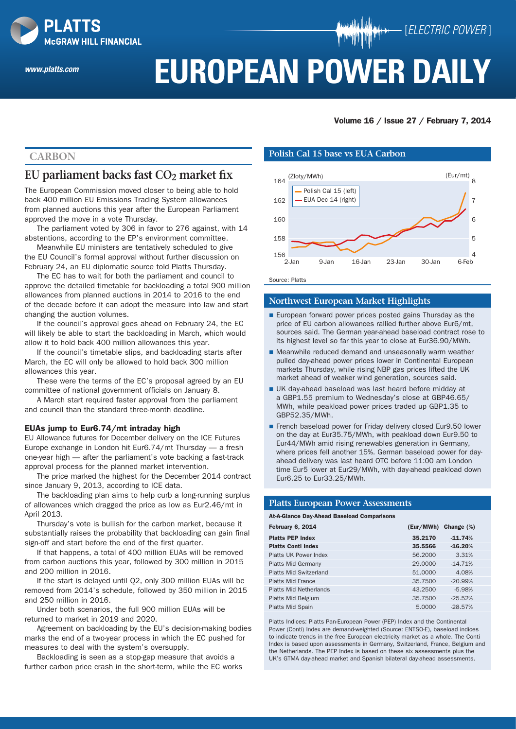# EUROPEAN POWER DAILY

## CARBON

## EU parliament backs fast $CO_2$ market fix

The European Commission moved closer to being able to hold back 400 million EU Emissions Trading System allowances from planned auctions this year after the European Parliament approved the move in a vote Thursday.

The parliament voted by 306 in favor to 276 against, with 14 abstentions, according to the EP's environment committee.

Meanwhile EU ministers are tentatively scheduled to give the EU Council's formal approval without further discussion on February 24, an EU diplomatic source told Platts Thursday.

The EC has to wait for both the parliament and council to approve the detailed timetable for backloading a total 900 million allowances from planned auctions in 2014 to 2016 to the end of the decade before it can adopt the measure into law and start changing the auction volumes.

If the council's approval goes ahead on February 24, the EC will likely be able to start the backloading in March, which would allow it to hold back 400 million allowances this year.

If the council's timetable slips, and backloading starts after March, the EC will only be allowed to hold back 300 million allowances this year.

These were the terms of the EC's proposal agreed by an EU committee of national government officials on January 8.

A March start required faster approval from the parliament and council than the standard three-month deadline.

### EUAs jump to Eur6.74/mt intraday high

EU Allowance futures for December delivery on the ICE Futures Europe exchange in London hit Eur6.74/mt Thursday — a fresh one-year high — after the parliament's vote backing a fast-track approval process for the planned market intervention.

The price marked the highest for the December 2014 contract since January 9, 2013, according to ICE data.

The backloading plan aims to help curb a long-running surplus of allowances which dragged the price as low as Eur2.46/mt in April 2013.

Thursday's vote is bullish for the carbon market, because it substantially raises the probability that backloading can gain final sign-off and start before the end of the first quarter.

If that happens, a total of 400 million EUAs will be removed from carbon auctions this year, followed by 300 million in 2015 and 200 million in 2016.

If the start is delayed until Q2, only 300 million EUAs will be removed from 2014's schedule, followed by 350 million in 2015 and 250 million in 2016.

Under both scenarios, the full 900 million EUAs will be returned to market in 2019 and 2020.

Agreement on backloading by the EU's decision-making bodies marks the end of a two-year process in which the EC pushed for measures to deal with the system's oversupply.

Backloading is seen as a stop-gap measure that avoids a further carbon price crash in the short-term, while the EC works

## Polish Cal 15 base vs EUA Carbon

Source: Platts

## Northwest European Market Highlights

- European forward power prices posted gains Thursday as the price of EU carbon allowances rallied further above Eur6/mt, sources said. The German year-ahead baseload contract rose to its highest level so far this year to close at Eur36.90/MWh.
- Meanwhile reduced demand and unseasonally warm weather pulled day-ahead power prices lower in Continental European markets Thursday, while rising NBP gas prices lifted the UK market ahead of weaker wind generation, sources said.
- UK day-ahead baseload was last heard before midday at a GBP1.55 premium to Wednesday's close at GBP46.65/MWh, while peakload power prices traded up GBP1.35 to GBP52.35/MWh.
- French baseload power for Friday delivery closed Eur9.50 lower on the day at Eur35.75/MWh, with peakload down Eur9.50 to Eur44/MWh amid rising renewables generation in Germany, where prices fell another 15%. German baseload power for day-ahead delivery was last heard OTC before 11:00 am London time Eur5 lower at Eur29/MWh, with day-ahead peakload down Eur6.25 to Eur33.25/MWh.

## Platts European Power Assessments

**At-A-Glance Day-Ahead Baseload Comparisons**

| February 6, 2014 | (Eur/MWh) | Change (%) |
|---|---|---|
| **Platts PEP Index** | **35.2170** | **-11.74%** |
| **Platts Conti Index** | **35.5566** | **-16.20%** |
| Platts UK Power Index | 56.2000 | 3.31% |
| Platts Mid Germany | 29.0000 | -14.71% |
| Platts Mid Switzerland | 51.0000 | 4.08% |
| Platts Mid France | 35.7500 | -20.99% |
| Platts Mid Netherlands | 43.2500 | -5.98% |
| Platts Mid Belgium | 35.7500 | -25.52% |
| Platts Mid Spain | 5.0000 | -28.57% |

Platts Indices: Platts Pan-European Power (PEP) Index and the Continental Power (Conti) Index are demand-weighted (Source: ENTSO-E), baseload indices to indicate trends in the free European electricity market as a whole. The Conti Index is based upon assessments in Germany, Switzerland, France, Belgium and the Netherlands. The PEP Index is based on these six assessments plus the UK's GTMA day-ahead market and Spanish bilateral day-ahead assessments.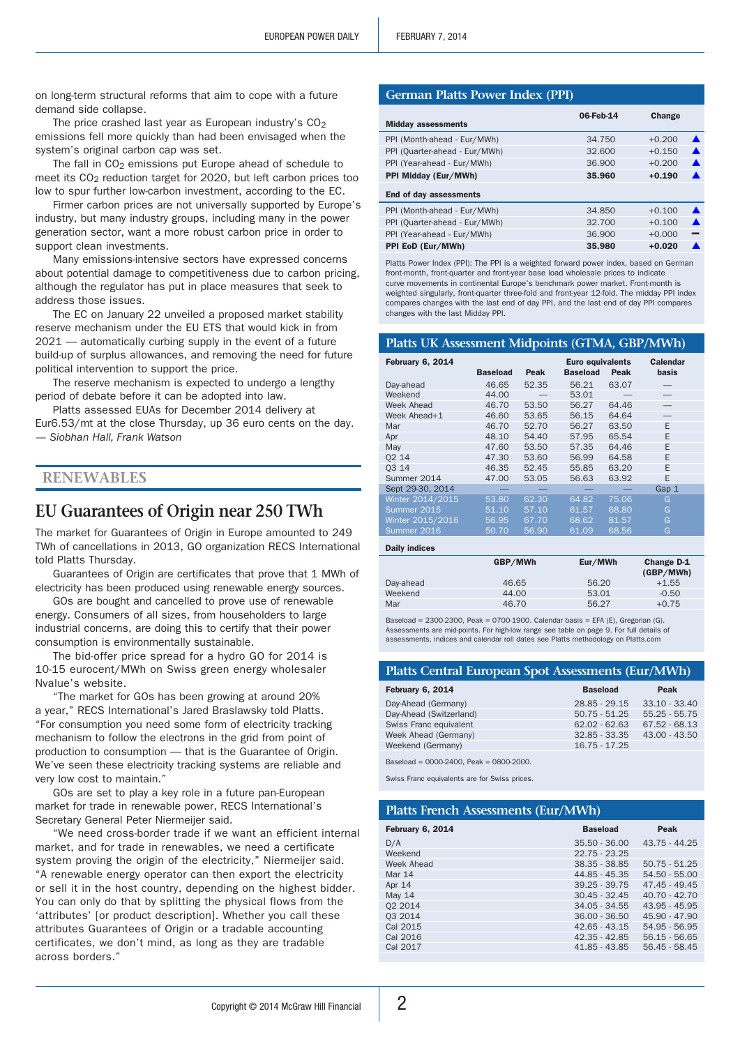on long-term structural reforms that aim to cope with a future demand side collapse.

The price crashed last year as European industry's $CO_2$ emissions fell more quickly than had been envisaged when the system's original carbon cap was set.

The fall in $CO_2$ emissions put Europe ahead of schedule to meet its $CO_2$ reduction target for 2020, but left carbon prices too low to spur further low-carbon investment, according to the EC.

Firmer carbon prices are not universally supported by Europe's industry, but many industry groups, including many in the power generation sector, want a more robust carbon price in order to support clean investments.

Many emissions-intensive sectors have expressed concerns about potential damage to competitiveness due to carbon pricing, although the regulator has put in place measures that seek to address those issues.

The EC on January 22 unveiled a proposed market stability reserve mechanism under the EU ETS that would kick in from 2021 — automatically curbing supply in the event of a future build-up of surplus allowances, and removing the need for future political intervention to support the price.

The reserve mechanism is expected to undergo a lengthy period of debate before it can be adopted into law.

Platts assessed EUAs for December 2014 delivery at Eur6.53/mt at the close Thursday, up 36 euro cents on the day.
*— Siobhan Hall, Frank Watson*

## RENEWABLES

# EU Guarantees of Origin near 250 TWh

The market for Guarantees of Origin in Europe amounted to 249 TWh of cancellations in 2013, GO organization RECS International told Platts Thursday.

Guarantees of Origin are certificates that prove that 1 MWh of electricity has been produced using renewable energy sources.

GOs are bought and cancelled to prove use of renewable energy. Consumers of all sizes, from householders to large industrial concerns, are doing this to certify that their power consumption is environmentally sustainable.

The bid-offer price spread for a hydro GO for 2014 is 10-15 eurocent/MWh on Swiss green energy wholesaler Nvalue's website.

"The market for GOs has been growing at around 20% a year," RECS International's Jared Braslawsky told Platts. "For consumption you need some form of electricity tracking mechanism to follow the electrons in the grid from point of production to consumption — that is the Guarantee of Origin. We've seen these electricity tracking systems are reliable and very low cost to maintain."

GOs are set to play a key role in a future pan-European market for trade in renewable power, RECS International's Secretary General Peter Niermeijer said.

"We need cross-border trade if we want an efficient internal market, and for trade in renewables, we need a certificate system proving the origin of the electricity," Niermeijer said. "A renewable energy operator can then export the electricity or sell it in the host country, depending on the highest bidder. You can only do that by splitting the physical flows from the 'attributes' [or product description]. Whether you call these attributes Guarantees of Origin or a tradable accounting certificates, we don't mind, as long as they are tradable across borders."

## German Platts Power Index (PPI)

| Midday assessments | 06-Feb-14 | Change | |
|---|---|---|---|
| PPI (Month-ahead - Eur/MWh) | 34.750 | +0.200 | ▲ |
| PPI (Quarter-ahead - Eur/MWh) | 32.600 | +0.150 | ▲ |
| PPI (Year-ahead - Eur/MWh) | 36.900 | +0.200 | ▲ |
| **PPI Midday (Eur/MWh)** | **35.960** | **+0.190** | ▲ |
| **End of day assessments** | | | |
| PPI (Month-ahead - Eur/MWh) | 34.850 | +0.100 | ▲ |
| PPI (Quarter-ahead - Eur/MWh) | 32.700 | +0.100 | ▲ |
| PPI (Year-ahead - Eur/MWh) | 36.900 | +0.000 | — |
| **PPI EoD (Eur/MWh)** | **35.980** | **+0.020** | ▲ |

Platts Power Index (PPI): The PPI is a weighted forward power index, based on German front-month, front-quarter and front-year base load wholesale prices to indicate curve movements in continental Europe's benchmark power market. Front-month is weighted singularly, front-quarter three-fold and front-year 12-fold. The midday PPI index compares changes with the last end of day PPI, and the last end of day PPI compares changes with the last Midday PPI.

## Platts UK Assessment Midpoints (GTMA, GBP/MWh)

| February 6, 2014 | Baseload | Peak | Euro equivalents Baseload | Euro equivalents Peak | Calendar basis |
|---|---|---|---|---|---|
| Day-ahead | 46.65 | 52.35 | 56.21 | 63.07 | — |
| Weekend | 44.00 | — | 53.01 | — | — |
| Week Ahead | 46.70 | 53.50 | 56.27 | 64.46 | — |
| Week Ahead+1 | 46.60 | 53.65 | 56.15 | 64.64 | — |
| Mar | 46.70 | 52.70 | 56.27 | 63.50 | E |
| Apr | 48.10 | 54.40 | 57.95 | 65.54 | E |
| May | 47.60 | 53.50 | 57.35 | 64.46 | E |
| Q2 14 | 47.30 | 53.60 | 56.99 | 64.58 | E |
| Q3 14 | 46.35 | 52.45 | 55.85 | 63.20 | E |
| Summer 2014 | 47.00 | 53.05 | 56.63 | 63.92 | E |
| Sept 29-30, 2014 | — | — | — | — | Gap 1 |
| Winter 2014/2015 | 53.80 | 62.30 | 64.82 | 75.06 | G |
| Summer 2015 | 51.10 | 57.10 | 61.57 | 68.80 | G |
| Winter 2015/2016 | 56.95 | 67.70 | 68.62 | 81.57 | G |
| Summer 2016 | 50.70 | 56.90 | 61.09 | 68.56 | G |

**Daily indices**

| | GBP/MWh | Eur/MWh | Change D-1 (GBP/MWh) |
|---|---|---|---|
| Day-ahead | 46.65 | 56.20 | +1.55 |
| Weekend | 44.00 | 53.01 | -0.50 |
| Mar | 46.70 | 56.27 | +0.75 |

Baseload = 2300-2300, Peak = 0700-1900. Calendar basis = EFA (E), Gregorian (G). Assessments are mid-points. For high-low range see table on page 9. For full details of assessments, indices and calendar roll dates see Platts methodology on Platts.com

## Platts Central European Spot Assessments (Eur/MWh)

| February 6, 2014 | Baseload | Peak |
|---|---|---|
| Day-Ahead (Germany) | 28.85 - 29.15 | 33.10 - 33.40 |
| Day-Ahead (Switzerland) | 50.75 - 51.25 | 55.25 - 55.75 |
| Swiss Franc equivalent | 62.02 - 62.63 | 67.52 - 68.13 |
| Week Ahead (Germany) | 32.85 - 33.35 | 43.00 - 43.50 |
| Weekend (Germany) | 16.75 - 17.25 | |

Baseload = 0000-2400, Peak = 0800-2000.

Swiss Franc equivalents are for Swiss prices.

## Platts French Assessments (Eur/MWh)

| February 6, 2014 | Baseload | Peak |
|---|---|---|
| D/A | 35.50 - 36.00 | 43.75 - 44.25 |
| Weekend | 22.75 - 23.25 | |
| Week Ahead | 38.35 - 38.85 | 50.75 - 51.25 |
| Mar 14 | 44.85 - 45.35 | 54.50 - 55.00 |
| Apr 14 | 39.25 - 39.75 | 47.45 - 49.45 |
| May 14 | 30.45 - 32.45 | 40.70 - 42.70 |
| Q2 2014 | 34.05 - 34.55 | 43.95 - 45.95 |
| Q3 2014 | 36.00 - 36.50 | 45.90 - 47.90 |
| Cal 2015 | 42.65 - 43.15 | 54.95 - 56.95 |
| Cal 2016 | 42.35 - 42.85 | 56.15 - 56.65 |
| Cal 2017 | 41.85 - 43.85 | 56.45 - 58.45 |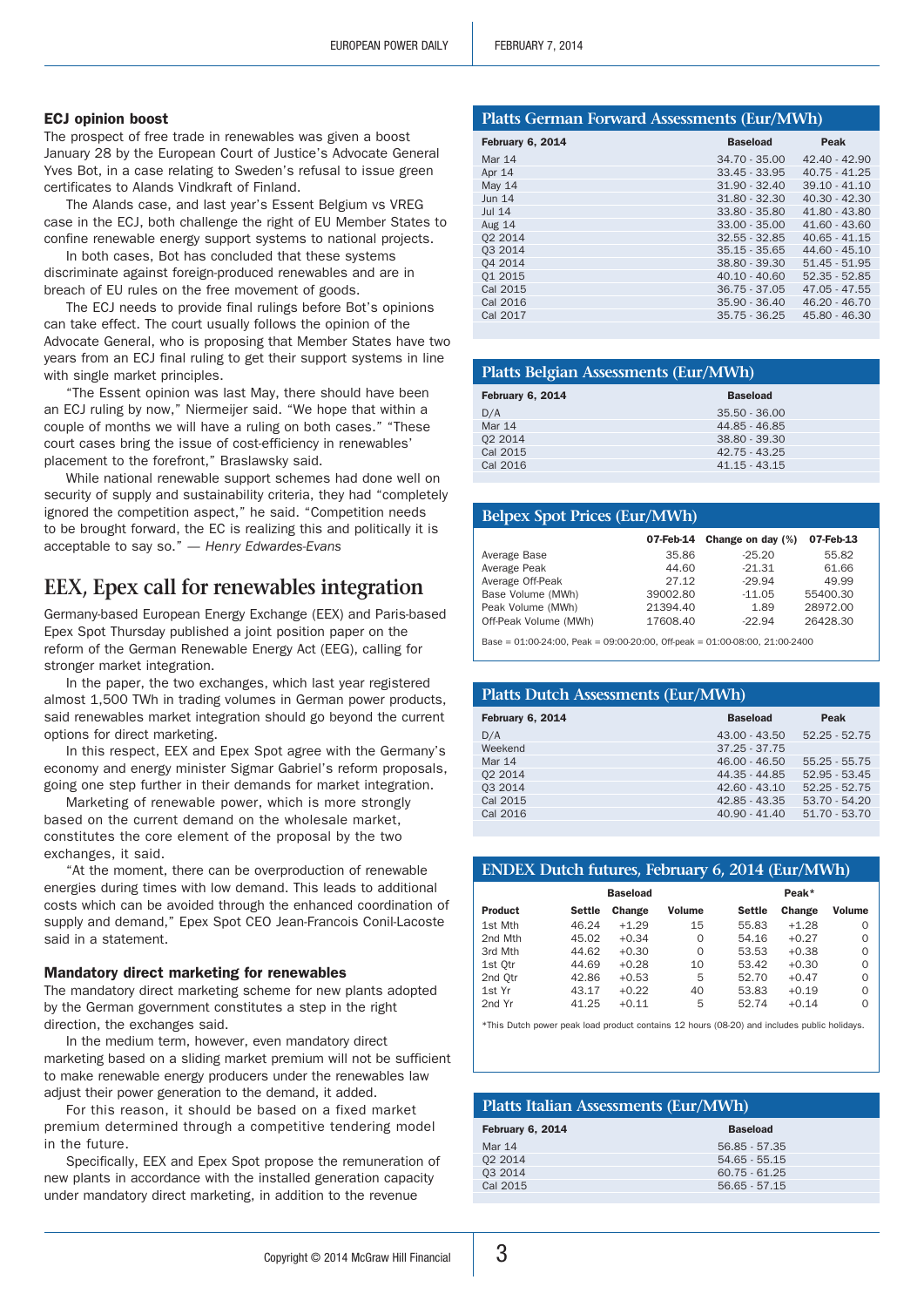### ECJ opinion boost

The prospect of free trade in renewables was given a boost January 28 by the European Court of Justice's Advocate General Yves Bot, in a case relating to Sweden's refusal to issue green certificates to Alands Vindkraft of Finland.

The Alands case, and last year's Essent Belgium vs VREG case in the ECJ, both challenge the right of EU Member States to confine renewable energy support systems to national projects.

In both cases, Bot has concluded that these systems discriminate against foreign-produced renewables and are in breach of EU rules on the free movement of goods.

The ECJ needs to provide final rulings before Bot's opinions can take effect. The court usually follows the opinion of the Advocate General, who is proposing that Member States have two years from an ECJ final ruling to get their support systems in line with single market principles.

"The Essent opinion was last May, there should have been an ECJ ruling by now," Niermeijer said. "We hope that within a couple of months we will have a ruling on both cases." "These court cases bring the issue of cost-efficiency in renewables' placement to the forefront," Braslawsky said.

While national renewable support schemes had done well on security of supply and sustainability criteria, they had "completely ignored the competition aspect," he said. "Competition needs to be brought forward, the EC is realizing this and politically it is acceptable to say so." — *Henry Edwardes-Evans*

## EEX, Epex call for renewables integration

Germany-based European Energy Exchange (EEX) and Paris-based Epex Spot Thursday published a joint position paper on the reform of the German Renewable Energy Act (EEG), calling for stronger market integration.

In the paper, the two exchanges, which last year registered almost 1,500 TWh in trading volumes in German power products, said renewables market integration should go beyond the current options for direct marketing.

In this respect, EEX and Epex Spot agree with the Germany's economy and energy minister Sigmar Gabriel's reform proposals, going one step further in their demands for market integration.

Marketing of renewable power, which is more strongly based on the current demand on the wholesale market, constitutes the core element of the proposal by the two exchanges, it said.

"At the moment, there can be overproduction of renewable energies during times with low demand. This leads to additional costs which can be avoided through the enhanced coordination of supply and demand," Epex Spot CEO Jean-Francois Conil-Lacoste said in a statement.

### Mandatory direct marketing for renewables

The mandatory direct marketing scheme for new plants adopted by the German government constitutes a step in the right direction, the exchanges said.

In the medium term, however, even mandatory direct marketing based on a sliding market premium will not be sufficient to make renewable energy producers under the renewables law adjust their power generation to the demand, it added.

For this reason, it should be based on a fixed market premium determined through a competitive tendering model in the future.

Specifically, EEX and Epex Spot propose the remuneration of new plants in accordance with the installed generation capacity under mandatory direct marketing, in addition to the revenue

### Platts German Forward Assessments (Eur/MWh)

| February 6, 2014 | Baseload | Peak |
|---|---|---|
| Mar 14 | 34.70 - 35.00 | 42.40 - 42.90 |
| Apr 14 | 33.45 - 33.95 | 40.75 - 41.25 |
| May 14 | 31.90 - 32.40 | 39.10 - 41.10 |
| Jun 14 | 31.80 - 32.30 | 40.30 - 42.30 |
| Jul 14 | 33.80 - 35.80 | 41.80 - 43.80 |
| Aug 14 | 33.00 - 35.00 | 41.60 - 43.60 |
| Q2 2014 | 32.55 - 32.85 | 40.65 - 41.15 |
| Q3 2014 | 35.15 - 35.65 | 44.60 - 45.10 |
| Q4 2014 | 38.80 - 39.30 | 51.45 - 51.95 |
| Q1 2015 | 40.10 - 40.60 | 52.35 - 52.85 |
| Cal 2015 | 36.75 - 37.05 | 47.05 - 47.55 |
| Cal 2016 | 35.90 - 36.40 | 46.20 - 46.70 |
| Cal 2017 | 35.75 - 36.25 | 45.80 - 46.30 |

### Platts Belgian Assessments (Eur/MWh)

| February 6, 2014 | Baseload |
|---|---|
| D/A | 35.50 - 36.00 |
| Mar 14 | 44.85 - 46.85 |
| Q2 2014 | 38.80 - 39.30 |
| Cal 2015 | 42.75 - 43.25 |
| Cal 2016 | 41.15 - 43.15 |

### Belpex Spot Prices (Eur/MWh)

| | 07-Feb-14 | Change on day (%) | 07-Feb-13 |
|---|---|---|---|
| Average Base | 35.86 | -25.20 | 55.82 |
| Average Peak | 44.60 | -21.31 | 61.66 |
| Average Off-Peak | 27.12 | -29.94 | 49.99 |
| Base Volume (MWh) | 39002.80 | -11.05 | 55400.30 |
| Peak Volume (MWh) | 21394.40 | 1.89 | 28972.00 |
| Off-Peak Volume (MWh) | 17608.40 | -22.94 | 26428.30 |

Base = 01:00-24:00, Peak = 09:00-20:00, Off-peak = 01:00-08:00, 21:00-2400

### Platts Dutch Assessments (Eur/MWh)

| February 6, 2014 | Baseload | Peak |
|---|---|---|
| D/A | 43.00 - 43.50 | 52.25 - 52.75 |
| Weekend | 37.25 - 37.75 | |
| Mar 14 | 46.00 - 46.50 | 55.25 - 55.75 |
| Q2 2014 | 44.35 - 44.85 | 52.95 - 53.45 |
| Q3 2014 | 42.60 - 43.10 | 52.25 - 52.75 |
| Cal 2015 | 42.85 - 43.35 | 53.70 - 54.20 |
| Cal 2016 | 40.90 - 41.40 | 51.70 - 53.70 |

### ENDEX Dutch futures, February 6, 2014 (Eur/MWh)

| | Baseload | | | Peak* | | |
|---|---|---|---|---|---|---|
| Product | Settle | Change | Volume | Settle | Change | Volume |
| 1st Mth | 46.24 | +1.29 | 15 | 55.83 | +1.28 | 0 |
| 2nd Mth | 45.02 | +0.34 | 0 | 54.16 | +0.27 | 0 |
| 3rd Mth | 44.62 | +0.30 | 0 | 53.53 | +0.38 | 0 |
| 1st Qtr | 44.69 | +0.28 | 10 | 53.42 | +0.30 | 0 |
| 2nd Qtr | 42.86 | +0.53 | 5 | 52.70 | +0.47 | 0 |
| 1st Yr | 43.17 | +0.22 | 40 | 53.83 | +0.19 | 0 |
| 2nd Yr | 41.25 | +0.11 | 5 | 52.74 | +0.14 | 0 |

*This Dutch power peak load product contains 12 hours (08-20) and includes public holidays.

### Platts Italian Assessments (Eur/MWh)

| February 6, 2014 | Baseload |
|---|---|
| Mar 14 | 56.85 - 57.35 |
| Q2 2014 | 54.65 - 55.15 |
| Q3 2014 | 60.75 - 61.25 |
| Cal 2015 | 56.65 - 57.15 |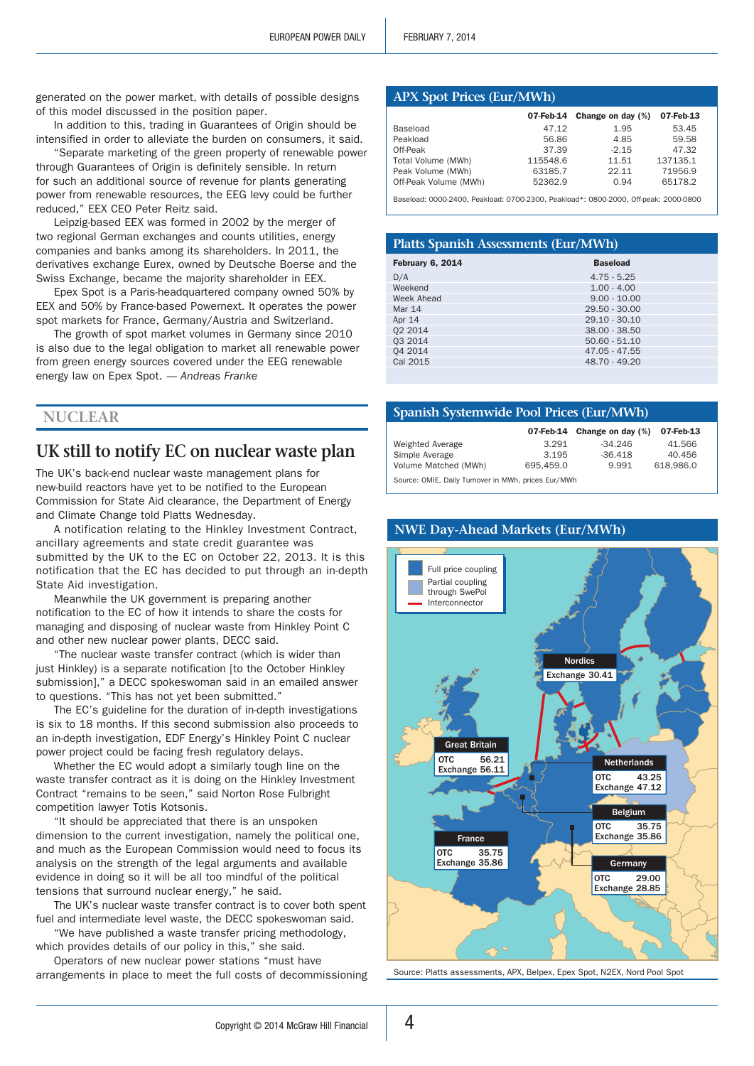generated on the power market, with details of possible designs of this model discussed in the position paper.

In addition to this, trading in Guarantees of Origin should be intensified in order to alleviate the burden on consumers, it said.

"Separate marketing of the green property of renewable power through Guarantees of Origin is definitely sensible. In return for such an additional source of revenue for plants generating power from renewable resources, the EEG levy could be further reduced," EEX CEO Peter Reitz said.

Leipzig-based EEX was formed in 2002 by the merger of two regional German exchanges and counts utilities, energy companies and banks among its shareholders. In 2011, the derivatives exchange Eurex, owned by Deutsche Boerse and the Swiss Exchange, became the majority shareholder in EEX.

Epex Spot is a Paris-headquartered company owned 50% by EEX and 50% by France-based Powernext. It operates the power spot markets for France, Germany/Austria and Switzerland.

The growth of spot market volumes in Germany since 2010 is also due to the legal obligation to market all renewable power from green energy sources covered under the EEG renewable energy law on Epex Spot. — *Andreas Franke*

## NUCLEAR

## UK still to notify EC on nuclear waste plan

The UK's back-end nuclear waste management plans for new-build reactors have yet to be notified to the European Commission for State Aid clearance, the Department of Energy and Climate Change told Platts Wednesday.

A notification relating to the Hinkley Investment Contract, ancillary agreements and state credit guarantee was submitted by the UK to the EC on October 22, 2013. It is this notification that the EC has decided to put through an in-depth State Aid investigation.

Meanwhile the UK government is preparing another notification to the EC of how it intends to share the costs for managing and disposing of nuclear waste from Hinkley Point C and other new nuclear power plants, DECC said.

"The nuclear waste transfer contract (which is wider than just Hinkley) is a separate notification [to the October Hinkley submission]," a DECC spokeswoman said in an emailed answer to questions. "This has not yet been submitted."

The EC's guideline for the duration of in-depth investigations is six to 18 months. If this second submission also proceeds to an in-depth investigation, EDF Energy's Hinkley Point C nuclear power project could be facing fresh regulatory delays.

Whether the EC would adopt a similarly tough line on the waste transfer contract as it is doing on the Hinkley Investment Contract "remains to be seen," said Norton Rose Fulbright competition lawyer Totis Kotsonis.

"It should be appreciated that there is an unspoken dimension to the current investigation, namely the political one, and much as the European Commission would need to focus its analysis on the strength of the legal arguments and available evidence in doing so it will be all too mindful of the political tensions that surround nuclear energy," he said.

The UK's nuclear waste transfer contract is to cover both spent fuel and intermediate level waste, the DECC spokeswoman said.

"We have published a waste transfer pricing methodology, which provides details of our policy in this," she said.

Operators of new nuclear power stations "must have arrangements in place to meet the full costs of decommissioning

### APX Spot Prices (Eur/MWh)

| | 07-Feb-14 | Change on day (%) | 07-Feb-13 |
|---|---|---|---|
| Baseload | 47.12 | 1.95 | 53.45 |
| Peakload | 56.86 | 4.85 | 59.58 |
| Off-Peak | 37.39 | -2.15 | 47.32 |
| Total Volume (MWh) | 115548.6 | 11.51 | 137135.1 |
| Peak Volume (MWh) | 63185.7 | 22.11 | 71956.9 |
| Off-Peak Volume (MWh) | 52362.9 | 0.94 | 65178.2 |

Baseload: 0000-2400, Peakload: 0700-2300, Peakload*: 0800-2000, Off-peak: 2000-0800

### Platts Spanish Assessments (Eur/MWh)

| February 6, 2014 | Baseload |
|---|---|
| D/A | 4.75 - 5.25 |
| Weekend | 1.00 - 4.00 |
| Week Ahead | 9.00 - 10.00 |
| Mar 14 | 29.50 - 30.00 |
| Apr 14 | 29.10 - 30.10 |
| Q2 2014 | 38.00 - 38.50 |
| Q3 2014 | 50.60 - 51.10 |
| Q4 2014 | 47.05 - 47.55 |
| Cal 2015 | 48.70 - 49.20 |

### Spanish Systemwide Pool Prices (Eur/MWh)

| | 07-Feb-14 | Change on day (%) | 07-Feb-13 |
|---|---|---|---|
| Weighted Average | 3.291 | -34.246 | 41.566 |
| Simple Average | 3.195 | -36.418 | 40.456 |
| Volume Matched (MWh) | 695,459.0 | 9.991 | 618,986.0 |

Source: OMIE, Daily Turnover in MWh, prices Eur/MWh

### NWE Day-Ahead Markets (Eur/MWh)

| Market | OTC | Exchange |
|---|---|---|
| Nordics | | 30.41 |
| Great Britain | 56.21 | 56.11 |
| Netherlands | 43.25 | 47.12 |
| Belgium | 35.75 | 35.86 |
| France | 35.75 | 35.86 |
| Germany | 29.00 | 28.85 |

Legend: Full price coupling; Partial coupling through SwePol; Interconnector

Source: Platts assessments, APX, Belpex, Epex Spot, N2EX, Nord Pool Spot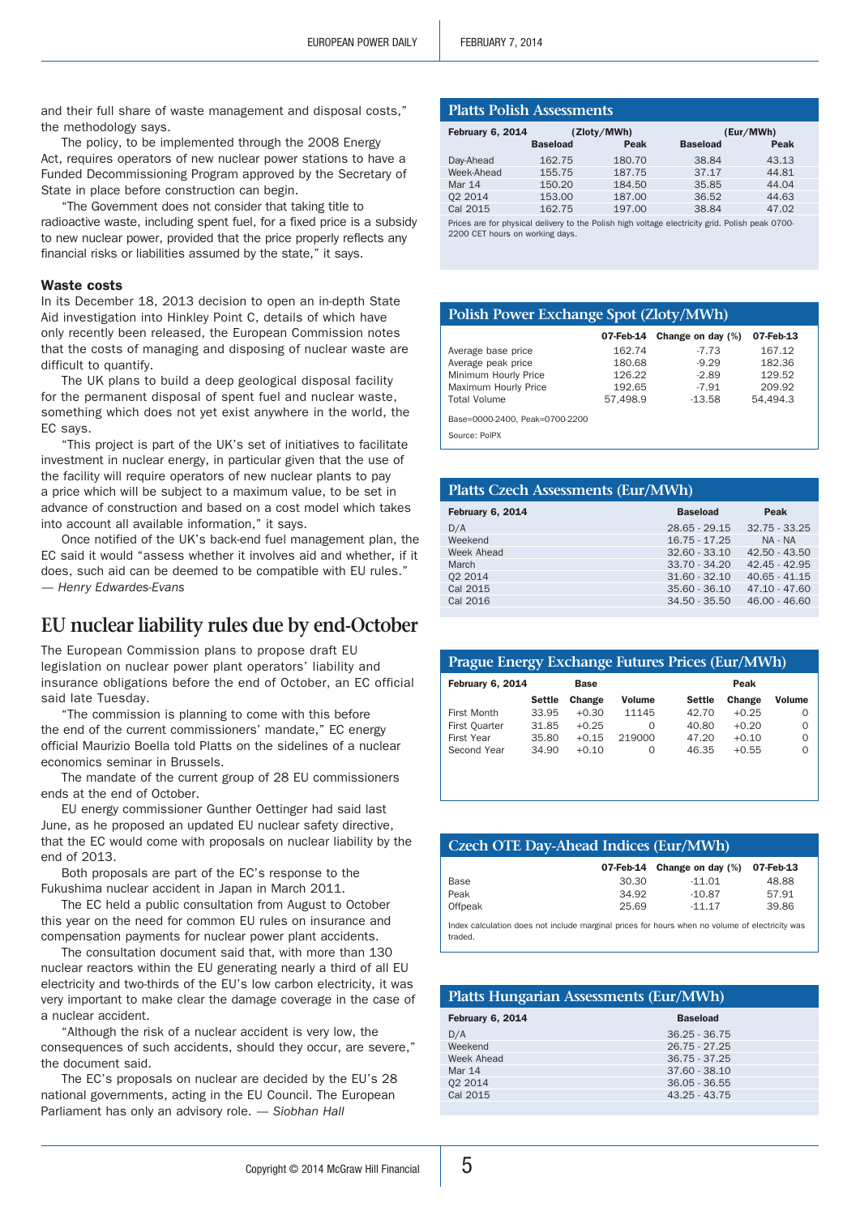and their full share of waste management and disposal costs," the methodology says.

The policy, to be implemented through the 2008 Energy Act, requires operators of new nuclear power stations to have a Funded Decommissioning Program approved by the Secretary of State in place before construction can begin.

"The Government does not consider that taking title to radioactive waste, including spent fuel, for a fixed price is a subsidy to new nuclear power, provided that the price properly reflects any financial risks or liabilities assumed by the state," it says.

**Waste costs**

In its December 18, 2013 decision to open an in-depth State Aid investigation into Hinkley Point C, details of which have only recently been released, the European Commission notes that the costs of managing and disposing of nuclear waste are difficult to quantify.

The UK plans to build a deep geological disposal facility for the permanent disposal of spent fuel and nuclear waste, something which does not yet exist anywhere in the world, the EC says.

"This project is part of the UK's set of initiatives to facilitate investment in nuclear energy, in particular given that the use of the facility will require operators of new nuclear plants to pay a price which will be subject to a maximum value, to be set in advance of construction and based on a cost model which takes into account all available information," it says.

Once notified of the UK's back-end fuel management plan, the EC said it would "assess whether it involves aid and whether, if it does, such aid can be deemed to be compatible with EU rules." — *Henry Edwardes-Evans*

## EU nuclear liability rules due by end-October

The European Commission plans to propose draft EU legislation on nuclear power plant operators' liability and insurance obligations before the end of October, an EC official said late Tuesday.

"The commission is planning to come with this before the end of the current commissioners' mandate," EC energy official Maurizio Boella told Platts on the sidelines of a nuclear economics seminar in Brussels.

The mandate of the current group of 28 EU commissioners ends at the end of October.

EU energy commissioner Gunther Oettinger had said last June, as he proposed an updated EU nuclear safety directive, that the EC would come with proposals on nuclear liability by the end of 2013.

Both proposals are part of the EC's response to the Fukushima nuclear accident in Japan in March 2011.

The EC held a public consultation from August to October this year on the need for common EU rules on insurance and compensation payments for nuclear power plant accidents.

The consultation document said that, with more than 130 nuclear reactors within the EU generating nearly a third of all EU electricity and two-thirds of the EU's low carbon electricity, it was very important to make clear the damage coverage in the case of a nuclear accident.

"Although the risk of a nuclear accident is very low, the consequences of such accidents, should they occur, are severe," the document said.

The EC's proposals on nuclear are decided by the EU's 28 national governments, acting in the EU Council. The European Parliament has only an advisory role. — *Siobhan Hall*

### Platts Polish Assessments

| February 6, 2014 | (Zloty/MWh) | | (Eur/MWh) | |
|---|---|---|---|---|
| | Baseload | Peak | Baseload | Peak |
| Day-Ahead | 162.75 | 180.70 | 38.84 | 43.13 |
| Week-Ahead | 155.75 | 187.75 | 37.17 | 44.81 |
| Mar 14 | 150.20 | 184.50 | 35.85 | 44.04 |
| Q2 2014 | 153.00 | 187.00 | 36.52 | 44.63 |
| Cal 2015 | 162.75 | 197.00 | 38.84 | 47.02 |

Prices are for physical delivery to the Polish high voltage electricity grid. Polish peak 0700-2200 CET hours on working days.

### Polish Power Exchange Spot (Zloty/MWh)

| | 07-Feb-14 | Change on day (%) | 07-Feb-13 |
|---|---|---|---|
| Average base price | 162.74 | -7.73 | 167.12 |
| Average peak price | 180.68 | -9.29 | 182.36 |
| Minimum Hourly Price | 126.22 | -2.89 | 129.52 |
| Maximum Hourly Price | 192.65 | -7.91 | 209.92 |
| Total Volume | 57,498.9 | -13.58 | 54,494.3 |

Base=0000-2400, Peak=0700-2200

Source: PolPX

### Platts Czech Assessments (Eur/MWh)

| February 6, 2014 | Baseload | Peak |
|---|---|---|
| D/A | 28.65 - 29.15 | 32.75 - 33.25 |
| Weekend | 16.75 - 17.25 | NA - NA |
| Week Ahead | 32.60 - 33.10 | 42.50 - 43.50 |
| March | 33.70 - 34.20 | 42.45 - 42.95 |
| Q2 2014 | 31.60 - 32.10 | 40.65 - 41.15 |
| Cal 2015 | 35.60 - 36.10 | 47.10 - 47.60 |
| Cal 2016 | 34.50 - 35.50 | 46.00 - 46.60 |

### Prague Energy Exchange Futures Prices (Eur/MWh)

| February 6, 2014 | Base | | | Peak | | |
|---|---|---|---|---|---|---|
| | Settle | Change | Volume | Settle | Change | Volume |
| First Month | 33.95 | +0.30 | 11145 | 42.70 | +0.25 | 0 |
| First Quarter | 31.85 | +0.25 | 0 | 40.80 | +0.20 | 0 |
| First Year | 35.80 | +0.15 | 219000 | 47.20 | +0.10 | 0 |
| Second Year | 34.90 | +0.10 | 0 | 46.35 | +0.55 | 0 |

### Czech OTE Day-Ahead Indices (Eur/MWh)

| | 07-Feb-14 | Change on day (%) | 07-Feb-13 |
|---|---|---|---|
| Base | 30.30 | -11.01 | 48.88 |
| Peak | 34.92 | -10.87 | 57.91 |
| Offpeak | 25.69 | -11.17 | 39.86 |

Index calculation does not include marginal prices for hours when no volume of electricity was traded.

### Platts Hungarian Assessments (Eur/MWh)

| February 6, 2014 | Baseload |
|---|---|
| D/A | 36.25 - 36.75 |
| Weekend | 26.75 - 27.25 |
| Week Ahead | 36.75 - 37.25 |
| Mar 14 | 37.60 - 38.10 |
| Q2 2014 | 36.05 - 36.55 |
| Cal 2015 | 43.25 - 43.75 |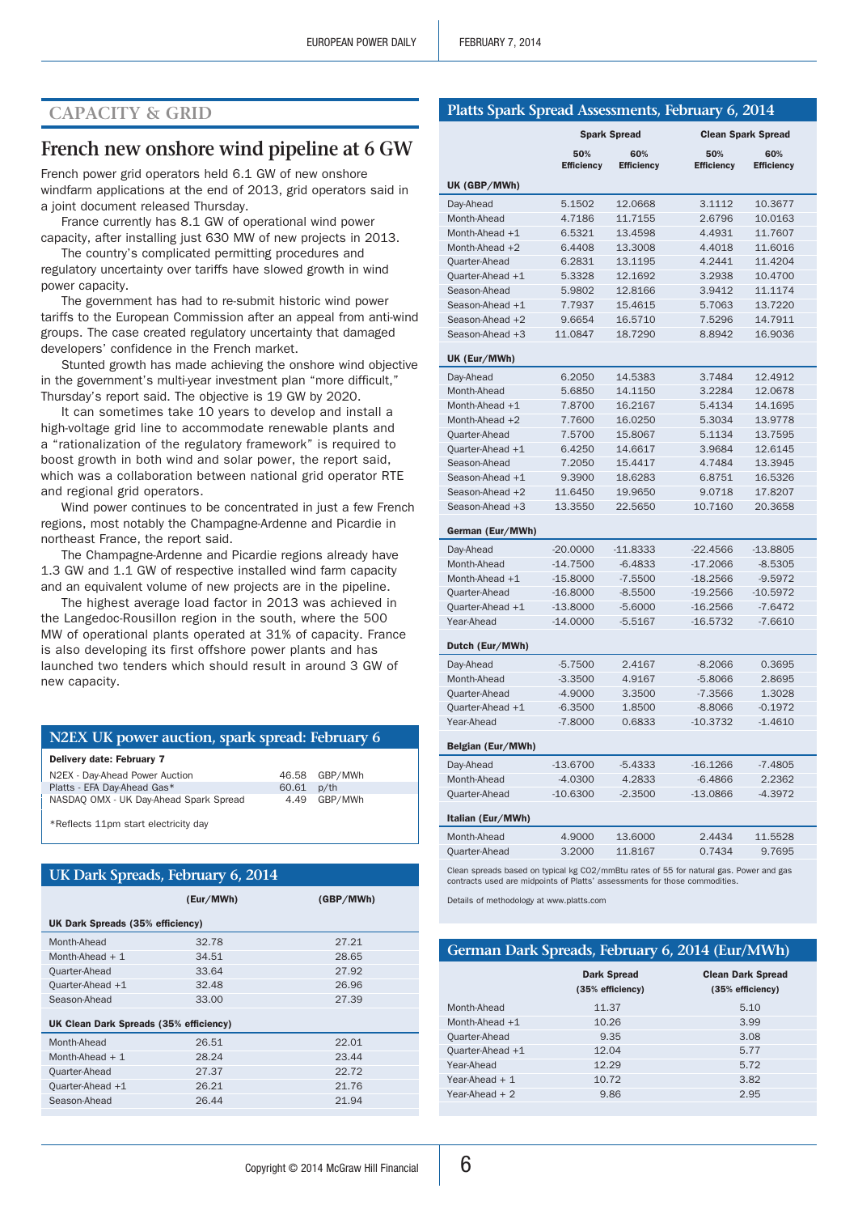## CAPACITY & GRID

# French new onshore wind pipeline at 6 GW

French power grid operators held 6.1 GW of new onshore windfarm applications at the end of 2013, grid operators said in a joint document released Thursday.

France currently has 8.1 GW of operational wind power capacity, after installing just 630 MW of new projects in 2013.

The country's complicated permitting procedures and regulatory uncertainty over tariffs have slowed growth in wind power capacity.

The government has had to re-submit historic wind power tariffs to the European Commission after an appeal from anti-wind groups. The case created regulatory uncertainty that damaged developers' confidence in the French market.

Stunted growth has made achieving the onshore wind objective in the government's multi-year investment plan "more difficult," Thursday's report said. The objective is 19 GW by 2020.

It can sometimes take 10 years to develop and install a high-voltage grid line to accommodate renewable plants and a "rationalization of the regulatory framework" is required to boost growth in both wind and solar power, the report said, which was a collaboration between national grid operator RTE and regional grid operators.

Wind power continues to be concentrated in just a few French regions, most notably the Champagne-Ardenne and Picardie in northeast France, the report said.

The Champagne-Ardenne and Picardie regions already have 1.3 GW and 1.1 GW of respective installed wind farm capacity and an equivalent volume of new projects are in the pipeline.

The highest average load factor in 2013 was achieved in the Langedoc-Rousillon region in the south, where the 500 MW of operational plants operated at 31% of capacity. France is also developing its first offshore power plants and has launched two tenders which should result in around 3 GW of new capacity.

## N2EX UK power auction, spark spread: February 6

| Delivery date: February 7 | | |
|---|---|---|
| N2EX - Day-Ahead Power Auction | 46.58 | GBP/MWh |
| Platts - EFA Day-Ahead Gas* | 60.61 | p/th |
| NASDAQ OMX - UK Day-Ahead Spark Spread | 4.49 | GBP/MWh |

*Reflects 11pm start electricity day

## UK Dark Spreads, February 6, 2014

| | (Eur/MWh) | (GBP/MWh) |
|---|---|---|
| **UK Dark Spreads (35% efficiency)** | | |
| Month-Ahead | 32.78 | 27.21 |
| Month-Ahead + 1 | 34.51 | 28.65 |
| Quarter-Ahead | 33.64 | 27.92 |
| Quarter-Ahead +1 | 32.48 | 26.96 |
| Season-Ahead | 33.00 | 27.39 |
| **UK Clean Dark Spreads (35% efficiency)** | | |
| Month-Ahead | 26.51 | 22.01 |
| Month-Ahead + 1 | 28.24 | 23.44 |
| Quarter-Ahead | 27.37 | 22.72 |
| Quarter-Ahead +1 | 26.21 | 21.76 |
| Season-Ahead | 26.44 | 21.94 |

## Platts Spark Spread Assessments, February 6, 2014

| | Spark Spread | | Clean Spark Spread | |
|---|---|---|---|---|
| | 50% Efficiency | 60% Efficiency | 50% Efficiency | 60% Efficiency |
| **UK (GBP/MWh)** | | | | |
| Day-Ahead | 5.1502 | 12.0668 | 3.1112 | 10.3677 |
| Month-Ahead | 4.7186 | 11.7155 | 2.6796 | 10.0163 |
| Month-Ahead +1 | 6.5321 | 13.4598 | 4.4931 | 11.7607 |
| Month-Ahead +2 | 6.4408 | 13.3008 | 4.4018 | 11.6016 |
| Quarter-Ahead | 6.2831 | 13.1195 | 4.2441 | 11.4204 |
| Quarter-Ahead +1 | 5.3328 | 12.1692 | 3.2938 | 10.4700 |
| Season-Ahead | 5.9802 | 12.8166 | 3.9412 | 11.1174 |
| Season-Ahead +1 | 7.7937 | 15.4615 | 5.7063 | 13.7220 |
| Season-Ahead +2 | 9.6654 | 16.5710 | 7.5296 | 14.7911 |
| Season-Ahead +3 | 11.0847 | 18.7290 | 8.8942 | 16.9036 |
| **UK (Eur/MWh)** | | | | |
| Day-Ahead | 6.2050 | 14.5383 | 3.7484 | 12.4912 |
| Month-Ahead | 5.6850 | 14.1150 | 3.2284 | 12.0678 |
| Month-Ahead +1 | 7.8700 | 16.2167 | 5.4134 | 14.1695 |
| Month-Ahead +2 | 7.7600 | 16.0250 | 5.3034 | 13.9778 |
| Quarter-Ahead | 7.5700 | 15.8067 | 5.1134 | 13.7595 |
| Quarter-Ahead +1 | 6.4250 | 14.6617 | 3.9684 | 12.6145 |
| Season-Ahead | 7.2050 | 15.4417 | 4.7484 | 13.3945 |
| Season-Ahead +1 | 9.3900 | 18.6283 | 6.8751 | 16.5326 |
| Season-Ahead +2 | 11.6450 | 19.9650 | 9.0718 | 17.8207 |
| Season-Ahead +3 | 13.3550 | 22.5650 | 10.7160 | 20.3658 |
| **German (Eur/MWh)** | | | | |
| Day-Ahead | -20.0000 | -11.8333 | -22.4566 | -13.8805 |
| Month-Ahead | -14.7500 | -6.4833 | -17.2066 | -8.5305 |
| Month-Ahead +1 | -15.8000 | -7.5500 | -18.2566 | -9.5972 |
| Quarter-Ahead | -16.8000 | -8.5500 | -19.2566 | -10.5972 |
| Quarter-Ahead +1 | -13.8000 | -5.6000 | -16.2566 | -7.6472 |
| Year-Ahead | -14.0000 | -5.5167 | -16.5732 | -7.6610 |
| **Dutch (Eur/MWh)** | | | | |
| Day-Ahead | -5.7500 | 2.4167 | -8.2066 | 0.3695 |
| Month-Ahead | -3.3500 | 4.9167 | -5.8066 | 2.8695 |
| Quarter-Ahead | -4.9000 | 3.3500 | -7.3566 | 1.3028 |
| Quarter-Ahead +1 | -6.3500 | 1.8500 | -8.8066 | -0.1972 |
| Year-Ahead | -7.8000 | 0.6833 | -10.3732 | -1.4610 |
| **Belgian (Eur/MWh)** | | | | |
| Day-Ahead | -13.6700 | -5.4333 | -16.1266 | -7.4805 |
| Month-Ahead | -4.0300 | 4.2833 | -6.4866 | 2.2362 |
| Quarter-Ahead | -10.6300 | -2.3500 | -13.0866 | -4.3972 |
| **Italian (Eur/MWh)** | | | | |
| Month-Ahead | 4.9000 | 13.6000 | 2.4434 | 11.5528 |
| Quarter-Ahead | 3.2000 | 11.8167 | 0.7434 | 9.7695 |

Clean spreads based on typical kg $CO_2$/mmBtu rates of 55 for natural gas. Power and gas contracts used are midpoints of Platts' assessments for those commodities.

Details of methodology at www.platts.com

## German Dark Spreads, February 6, 2014 (Eur/MWh)

| | Dark Spread (35% efficiency) | Clean Dark Spread (35% efficiency) |
|---|---|---|
| Month-Ahead | 11.37 | 5.10 |
| Month-Ahead +1 | 10.26 | 3.99 |
| Quarter-Ahead | 9.35 | 3.08 |
| Quarter-Ahead +1 | 12.04 | 5.77 |
| Year-Ahead | 12.29 | 5.72 |
| Year-Ahead + 1 | 10.72 | 3.82 |
| Year-Ahead + 2 | 9.86 | 2.95 |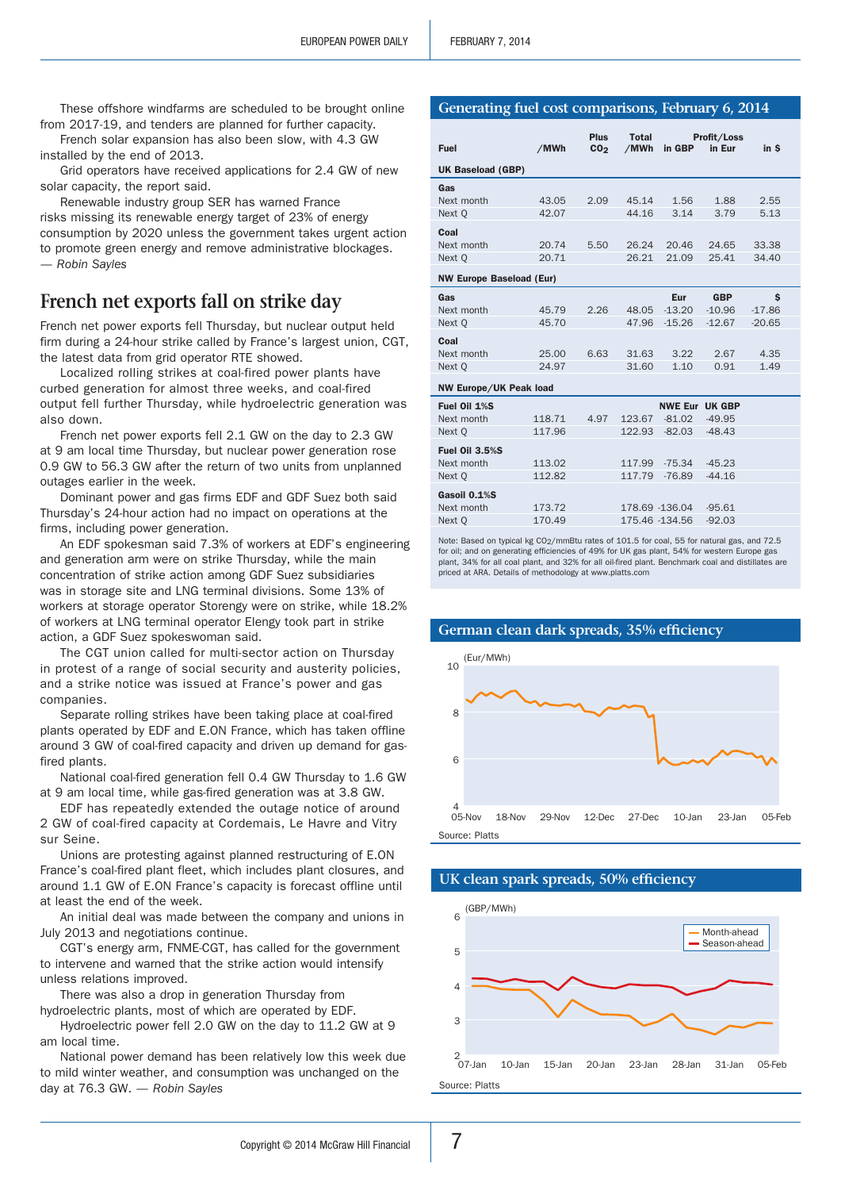These offshore windfarms are scheduled to be brought online from 2017-19, and tenders are planned for further capacity.

French solar expansion has also been slow, with 4.3 GW installed by the end of 2013.

Grid operators have received applications for 2.4 GW of new solar capacity, the report said.

Renewable industry group SER has warned France risks missing its renewable energy target of 23% of energy consumption by 2020 unless the government takes urgent action to promote green energy and remove administrative blockages. *— Robin Sayles*

## French net exports fall on strike day

French net power exports fell Thursday, but nuclear output held firm during a 24-hour strike called by France's largest union, CGT, the latest data from grid operator RTE showed.

Localized rolling strikes at coal-fired power plants have curbed generation for almost three weeks, and coal-fired output fell further Thursday, while hydroelectric generation was also down.

French net power exports fell 2.1 GW on the day to 2.3 GW at 9 am local time Thursday, but nuclear power generation rose 0.9 GW to 56.3 GW after the return of two units from unplanned outages earlier in the week.

Dominant power and gas firms EDF and GDF Suez both said Thursday's 24-hour action had no impact on operations at the firms, including power generation.

An EDF spokesman said 7.3% of workers at EDF's engineering and generation arm were on strike Thursday, while the main concentration of strike action among GDF Suez subsidiaries was in storage site and LNG terminal divisions. Some 13% of workers at storage operator Storengy were on strike, while 18.2% of workers at LNG terminal operator Elengy took part in strike action, a GDF Suez spokeswoman said.

The CGT union called for multi-sector action on Thursday in protest of a range of social security and austerity policies, and a strike notice was issued at France's power and gas companies.

Separate rolling strikes have been taking place at coal-fired plants operated by EDF and E.ON France, which has taken offline around 3 GW of coal-fired capacity and driven up demand for gas-fired plants.

National coal-fired generation fell 0.4 GW Thursday to 1.6 GW at 9 am local time, while gas-fired generation was at 3.8 GW.

EDF has repeatedly extended the outage notice of around 2 GW of coal-fired capacity at Cordemais, Le Havre and Vitry sur Seine.

Unions are protesting against planned restructuring of E.ON France's coal-fired plant fleet, which includes plant closures, and around 1.1 GW of E.ON France's capacity is forecast offline until at least the end of the week.

An initial deal was made between the company and unions in July 2013 and negotiations continue.

CGT's energy arm, FNME-CGT, has called for the government to intervene and warned that the strike action would intensify unless relations improved.

There was also a drop in generation Thursday from hydroelectric plants, most of which are operated by EDF.

Hydroelectric power fell 2.0 GW on the day to 11.2 GW at 9 am local time.

National power demand has been relatively low this week due to mild winter weather, and consumption was unchanged on the day at 76.3 GW. *— Robin Sayles*

### Generating fuel cost comparisons, February 6, 2014

| Fuel | /MWh | Plus $CO_2$ | Total /MWh | Profit/Loss in GBP | in Eur | in $ |
|---|---|---|---|---|---|---|
| **UK Baseload (GBP)** | | | | | | |
| **Gas** | | | | | | |
| Next month | 43.05 | 2.09 | 45.14 | 1.56 | 1.88 | 2.55 |
| Next Q | 42.07 | | 44.16 | 3.14 | 3.79 | 5.13 |
| **Coal** | | | | | | |
| Next month | 20.74 | 5.50 | 26.24 | 20.46 | 24.65 | 33.38 |
| Next Q | 20.71 | | 26.21 | 21.09 | 25.41 | 34.40 |
| **NW Europe Baseload (Eur)** | | | | | | |
| **Gas** | | | | **Eur** | **GBP** | **$** |
| Next month | 45.79 | 2.26 | 48.05 | -13.20 | -10.96 | -17.86 |
| Next Q | 45.70 | | 47.96 | -15.26 | -12.67 | -20.65 |
| **Coal** | | | | | | |
| Next month | 25.00 | 6.63 | 31.63 | 3.22 | 2.67 | 4.35 |
| Next Q | 24.97 | | 31.60 | 1.10 | 0.91 | 1.49 |
| **NW Europe/UK Peak load** | | | | | | |
| **Fuel Oil 1%S** | | | | **NWE Eur** | **UK GBP** | |
| Next month | 118.71 | 4.97 | 123.67 | -81.02 | -49.95 | |
| Next Q | 117.96 | | 122.93 | -82.03 | -48.43 | |
| **Fuel Oil 3.5%S** | | | | | | |
| Next month | 113.02 | | 117.99 | -75.34 | -45.23 | |
| Next Q | 112.82 | | 117.79 | -76.89 | -44.16 | |
| **Gasoil 0.1%S** | | | | | | |
| Next month | 173.72 | | 178.69 | -136.04 | -95.61 | |
| Next Q | 170.49 | | 175.46 | -134.56 | -92.03 | |

Note: Based on typical kg $CO_2$/mmBtu rates of 101.5 for coal, 55 for natural gas, and 72.5 for oil; and on generating efficiencies of 49% for UK gas plant, 54% for western Europe gas plant, 34% for all coal plant, and 32% for all oil-fired plant. Benchmark coal and distillates are priced at ARA. Details of methodology at www.platts.com

### German clean dark spreads, 35% efficiency

(Eur/MWh)

Source: Platts

### UK clean spark spreads, 50% efficiency

(GBP/MWh)

Month-ahead
Season-ahead

Source: Platts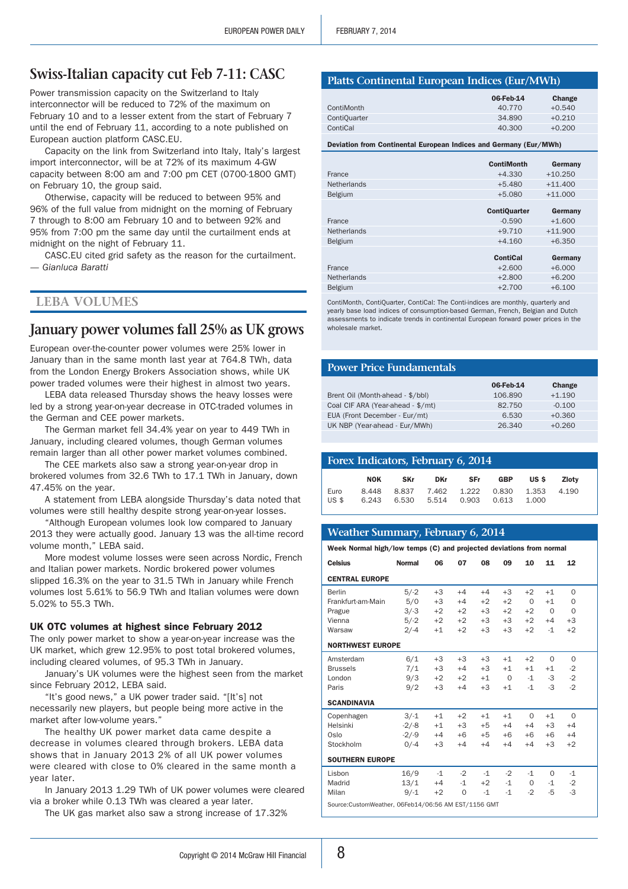## Swiss-Italian capacity cut Feb 7-11: CASC

Power transmission capacity on the Switzerland to Italy interconnector will be reduced to 72% of the maximum on February 10 and to a lesser extent from the start of February 7 until the end of February 11, according to a note published on European auction platform CASC.EU.

Capacity on the link from Switzerland into Italy, Italy's largest import interconnector, will be at 72% of its maximum 4-GW capacity between 8:00 am and 7:00 pm CET (0700-1800 GMT) on February 10, the group said.

Otherwise, capacity will be reduced to between 95% and 96% of the full value from midnight on the morning of February 7 through to 8:00 am February 10 and to between 92% and 95% from 7:00 pm the same day until the curtailment ends at midnight on the night of February 11.

CASC.EU cited grid safety as the reason for the curtailment.
*— Gianluca Baratti*

## LEBA VOLUMES

## January power volumes fall 25% as UK grows

European over-the-counter power volumes were 25% lower in January than in the same month last year at 764.8 TWh, data from the London Energy Brokers Association shows, while UK power traded volumes were their highest in almost two years.

LEBA data released Thursday shows the heavy losses were led by a strong year-on-year decrease in OTC-traded volumes in the German and CEE power markets.

The German market fell 34.4% year on year to 449 TWh in January, including cleared volumes, though German volumes remain larger than all other power market volumes combined.

The CEE markets also saw a strong year-on-year drop in brokered volumes from 32.6 TWh to 17.1 TWh in January, down 47.45% on the year.

A statement from LEBA alongside Thursday's data noted that volumes were still healthy despite strong year-on-year losses.

"Although European volumes look low compared to January 2013 they were actually good. January 13 was the all-time record volume month," LEBA said.

More modest volume losses were seen across Nordic, French and Italian power markets. Nordic brokered power volumes slipped 16.3% on the year to 31.5 TWh in January while French volumes lost 5.61% to 56.9 TWh and Italian volumes were down 5.02% to 55.3 TWh.

### UK OTC volumes at highest since February 2012

The only power market to show a year-on-year increase was the UK market, which grew 12.95% to post total brokered volumes, including cleared volumes, of 95.3 TWh in January.

January's UK volumes were the highest seen from the market since February 2012, LEBA said.

"It's good news," a UK power trader said. "[It's] not necessarily new players, but people being more active in the market after low-volume years."

The healthy UK power market data came despite a decrease in volumes cleared through brokers. LEBA data shows that in January 2013 2% of all UK power volumes were cleared with close to 0% cleared in the same month a year later.

In January 2013 1.29 TWh of UK power volumes were cleared via a broker while 0.13 TWh was cleared a year later.

The UK gas market also saw a strong increase of 17.32%

## Platts Continental European Indices (Eur/MWh)

| | 06-Feb-14 | Change |
|---|---|---|
| ContiMonth | 40.770 | +0.540 |
| ContiQuarter | 34.890 | +0.210 |
| ContiCal | 40.300 | +0.200 |

**Deviation from Continental European Indices and Germany (Eur/MWh)**

| | ContiMonth | Germany |
|---|---|---|
| France | +4.330 | +10.250 |
| Netherlands | +5.480 | +11.400 |
| Belgium | +5.080 | +11.000 |
| | **ContiQuarter** | **Germany** |
| France | -0.590 | +1.600 |
| Netherlands | +9.710 | +11.900 |
| Belgium | +4.160 | +6.350 |
| | **ContiCal** | **Germany** |
| France | +2.600 | +6.000 |
| Netherlands | +2.800 | +6.200 |
| Belgium | +2.700 | +6.100 |

ContiMonth, ContiQuarter, ContiCal: The Conti-indices are monthly, quarterly and yearly base load indices of consumption-based German, French, Belgian and Dutch assessments to indicate trends in continental European forward power prices in the wholesale market.

## Power Price Fundamentals

| | 06-Feb-14 | Change |
|---|---|---|
| Brent Oil (Month-ahead - $/bbl) | 106.890 | +1.190 |
| Coal CIF ARA (Year-ahead - $/mt) | 82.750 | -0.100 |
| EUA (Front December - Eur/mt) | 6.530 | +0.360 |
| UK NBP (Year-ahead - Eur/MWh) | 26.340 | +0.260 |

## Forex Indicators, February 6, 2014

| | NOK | SKr | DKr | SFr | GBP | US $ | Zloty |
|---|---|---|---|---|---|---|---|
| Euro | 8.448 | 8.837 | 7.462 | 1.222 | 0.830 | 1.353 | 4.190 |
| US $ | 6.243 | 6.530 | 5.514 | 0.903 | 0.613 | 1.000 | |

## Weather Summary, February 6, 2014

**Week Normal high/low temps (C) and projected deviations from normal**

| Celsius | Normal | 06 | 07 | 08 | 09 | 10 | 11 | 12 |
|---|---|---|---|---|---|---|---|---|
| **CENTRAL EUROPE** | | | | | | | | |
| Berlin | 5/-2 | +3 | +4 | +4 | +3 | +2 | +1 | 0 |
| Frankfurt-am-Main | 5/0 | +3 | +4 | +2 | +2 | 0 | +1 | 0 |
| Prague | 3/-3 | +2 | +2 | +3 | +2 | +2 | 0 | 0 |
| Vienna | 5/-2 | +2 | +2 | +3 | +3 | +2 | +4 | +3 |
| Warsaw | 2/-4 | +1 | +2 | +3 | +3 | +2 | -1 | +2 |
| **NORTHWEST EUROPE** | | | | | | | | |
| Amsterdam | 6/1 | +3 | +3 | +3 | +1 | +2 | 0 | 0 |
| Brussels | 7/1 | +3 | +4 | +3 | +1 | +1 | +1 | -2 |
| London | 9/3 | +2 | +2 | +1 | 0 | -1 | -3 | -2 |
| Paris | 9/2 | +3 | +4 | +3 | +1 | -1 | -3 | -2 |
| **SCANDINAVIA** | | | | | | | | |
| Copenhagen | 3/-1 | +1 | +2 | +1 | +1 | 0 | +1 | 0 |
| Helsinki | -2/-8 | +1 | +3 | +5 | +4 | +4 | +3 | +4 |
| Oslo | -2/-9 | +4 | +6 | +5 | +6 | +6 | +6 | +4 |
| Stockholm | 0/-4 | +3 | +4 | +4 | +4 | +4 | +3 | +2 |
| **SOUTHERN EUROPE** | | | | | | | | |
| Lisbon | 16/9 | -1 | -2 | -1 | -2 | -1 | 0 | -1 |
| Madrid | 13/1 | +4 | -1 | +2 | -1 | 0 | -1 | -2 |
| Milan | 9/-1 | +2 | 0 | -1 | -1 | -2 | -5 | -3 |

Source:CustomWeather, 06Feb14/06:56 AM EST/1156 GMT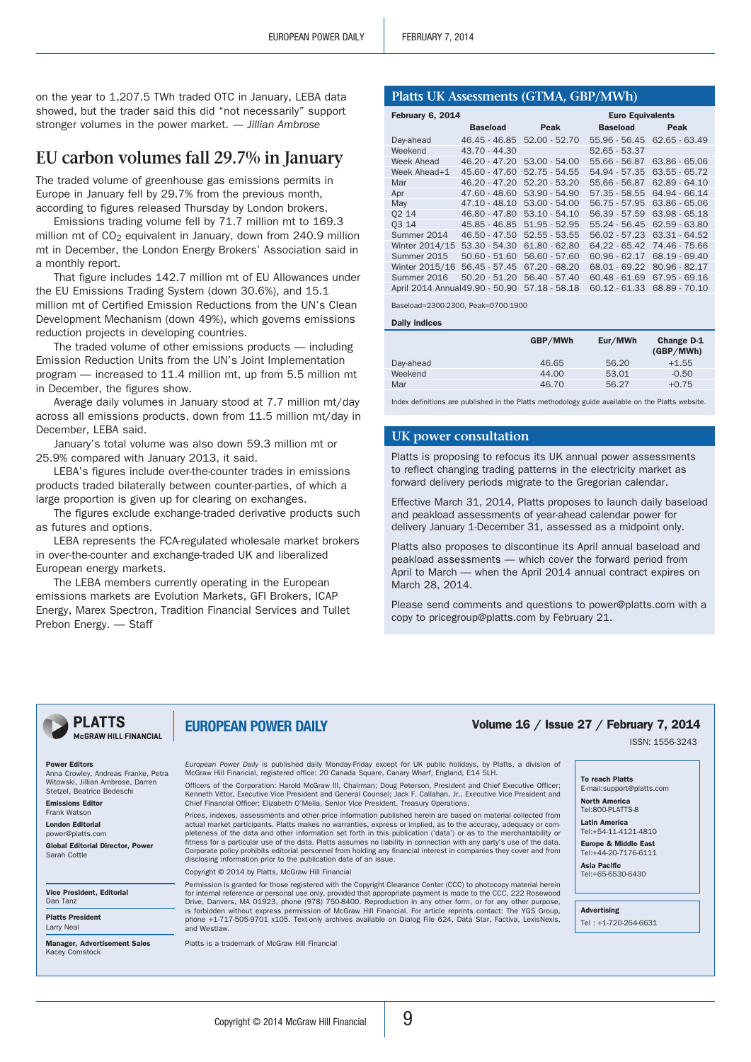on the year to 1,207.5 TWh traded OTC in January, LEBA data showed, but the trader said this did "not necessarily" support stronger volumes in the power market. — *Jillian Ambrose*

## EU carbon volumes fall 29.7% in January

The traded volume of greenhouse gas emissions permits in Europe in January fell by 29.7% from the previous month, according to figures released Thursday by London brokers.

Emissions trading volume fell by 71.7 million mt to 169.3 million mt of $CO_2$ equivalent in January, down from 240.9 million mt in December, the London Energy Brokers' Association said in a monthly report.

That figure includes 142.7 million mt of EU Allowances under the EU Emissions Trading System (down 30.6%), and 15.1 million mt of Certified Emission Reductions from the UN's Clean Development Mechanism (down 49%), which governs emissions reduction projects in developing countries.

The traded volume of other emissions products — including Emission Reduction Units from the UN's Joint Implementation program — increased to 11.4 million mt, up from 5.5 million mt in December, the figures show.

Average daily volumes in January stood at 7.7 million mt/day across all emissions products, down from 11.5 million mt/day in December, LEBA said.

January's total volume was also down 59.3 million mt or 25.9% compared with January 2013, it said.

LEBA's figures include over-the-counter trades in emissions products traded bilaterally between counter-parties, of which a large proportion is given up for clearing on exchanges.

The figures exclude exchange-traded derivative products such as futures and options.

LEBA represents the FCA-regulated wholesale market brokers in over-the-counter and exchange-traded UK and liberalized European energy markets.

The LEBA members currently operating in the European emissions markets are Evolution Markets, GFI Brokers, ICAP Energy, Marex Spectron, Tradition Financial Services and Tullet Prebon Energy. — Staff

## Platts UK Assessments (GTMA, GBP/MWh)

| February 6, 2014 | | | Euro Equivalents | |
|---|---|---|---|---|
| | Baseload | Peak | Baseload | Peak |
| Day-ahead | 46.45 - 46.85 | 52.00 - 52.70 | 55.96 - 56.45 | 62.65 - 63.49 |
| Weekend | 43.70 - 44.30 | | 52.65 - 53.37 | |
| Week Ahead | 46.20 - 47.20 | 53.00 - 54.00 | 55.66 - 56.87 | 63.86 - 65.06 |
| Week Ahead+1 | 45.60 - 47.60 | 52.75 - 54.55 | 54.94 - 57.35 | 63.55 - 65.72 |
| Mar | 46.20 - 47.20 | 52.20 - 53.20 | 55.66 - 56.87 | 62.89 - 64.10 |
| Apr | 47.60 - 48.60 | 53.90 - 54.90 | 57.35 - 58.55 | 64.94 - 66.14 |
| May | 47.10 - 48.10 | 53.00 - 54.00 | 56.75 - 57.95 | 63.86 - 65.06 |
| Q2 14 | 46.80 - 47.80 | 53.10 - 54.10 | 56.39 - 57.59 | 63.98 - 65.18 |
| Q3 14 | 45.85 - 46.85 | 51.95 - 52.95 | 55.24 - 56.45 | 62.59 - 63.80 |
| Summer 2014 | 46.50 - 47.50 | 52.55 - 53.55 | 56.02 - 57.23 | 63.31 - 64.52 |
| Winter 2014/15 | 53.30 - 54.30 | 61.80 - 62.80 | 64.22 - 65.42 | 74.46 - 75.66 |
| Summer 2015 | 50.60 - 51.60 | 56.60 - 57.60 | 60.96 - 62.17 | 68.19 - 69.40 |
| Winter 2015/16 | 56.45 - 57.45 | 67.20 - 68.20 | 68.01 - 69.22 | 80.96 - 82.17 |
| Summer 2016 | 50.20 - 51.20 | 56.40 - 57.40 | 60.48 - 61.69 | 67.95 - 69.16 |
| April 2014 Annual | 49.90 - 50.90 | 57.18 - 58.18 | 60.12 - 61.33 | 68.89 - 70.10 |

Baseload=2300-2300, Peak=0700-1900

**Daily indices**

| | GBP/MWh | Eur/MWh | Change D-1 (GBP/MWh) |
|---|---|---|---|
| Day-ahead | 46.65 | 56.20 | +1.55 |
| Weekend | 44.00 | 53.01 | -0.50 |
| Mar | 46.70 | 56.27 | +0.75 |

Index definitions are published in the Platts methodology guide available on the Platts website.

## UK power consultation

Platts is proposing to refocus its UK annual power assessments to reflect changing trading patterns in the electricity market as forward delivery periods migrate to the Gregorian calendar.

Effective March 31, 2014, Platts proposes to launch daily baseload and peakload assessments of year-ahead calendar power for delivery January 1-December 31, assessed as a midpoint only.

Platts also proposes to discontinue its April annual baseload and peakload assessments — which cover the forward period from April to March — when the April 2014 annual contract expires on March 28, 2014.

Please send comments and questions to power@platts.com with a copy to pricegroup@platts.com by February 21.

---

**PLATTS** McGRAW HILL FINANCIAL

**EUROPEAN POWER DAILY**

**Volume 16 / Issue 27 / February 7, 2014**

ISSN: 1556-3243

**Power Editors**
Anna Crowley, Andreas Franke, Petra Witowski, Jillian Ambrose, Darren Stetzel, Beatrice Bedeschi

**Emissions Editor**
Frank Watson

**London Editorial**
power@platts.com

**Global Editorial Director, Power**
Sarah Cottle

**Vice President, Editorial**
Dan Tanz

**Platts President**
Larry Neal

**Manager, Advertisement Sales**
Kacey Comstock

*European Power Daily* is published daily Monday-Friday except for UK public holidays, by Platts, a division of McGraw Hill Financial, registered office: 20 Canada Square, Canary Wharf, England, E14 5LH.

Officers of the Corporation: Harold McGraw III, Chairman; Doug Peterson, President and Chief Executive Officer; Kenneth Vittor, Executive Vice President and General Counsel; Jack F. Callahan, Jr., Executive Vice President and Chief Financial Officer; Elizabeth O'Melia, Senior Vice President, Treasury Operations.

Prices, indexes, assessments and other price information published herein are based on material collected from actual market participants. Platts makes no warranties, express or implied, as to the accuracy, adequacy or completeness of the data and other information set forth in this publication ('data') or as to the merchantability or fitness for a particular use of the data. Platts assumes no liability in connection with any party's use of the data. Corporate policy prohibits editorial personnel from holding any financial interest in companies they cover and from disclosing information prior to the publication date of an issue.

Copyright © 2014 by Platts, McGraw Hill Financial

Permission is granted for those registered with the Copyright Clearance Center (CCC) to photocopy material herein for internal reference or personal use only, provided that appropriate payment is made to the CCC, 222 Rosewood Drive, Danvers, MA 01923, phone (978) 750-8400. Reproduction in any other form, or for any other purpose, is forbidden without express permission of McGraw Hill Financial. For article reprints contact: The YGS Group, phone +1-717-505-9701 x105. Text-only archives available on Dialog File 624, Data Star, Factiva, LexisNexis, and Westlaw.

Platts is a trademark of McGraw Hill Financial

**To reach Platts**
E-mail:support@platts.com

**North America**
Tel:800-PLATTS-8

**Latin America**
Tel:+54-11-4121-4810

**Europe & Middle East**
Tel:+44-20-7176-6111

**Asia Pacific**
Tel:+65-6530-6430

**Advertising**
Tel : +1-720-264-6631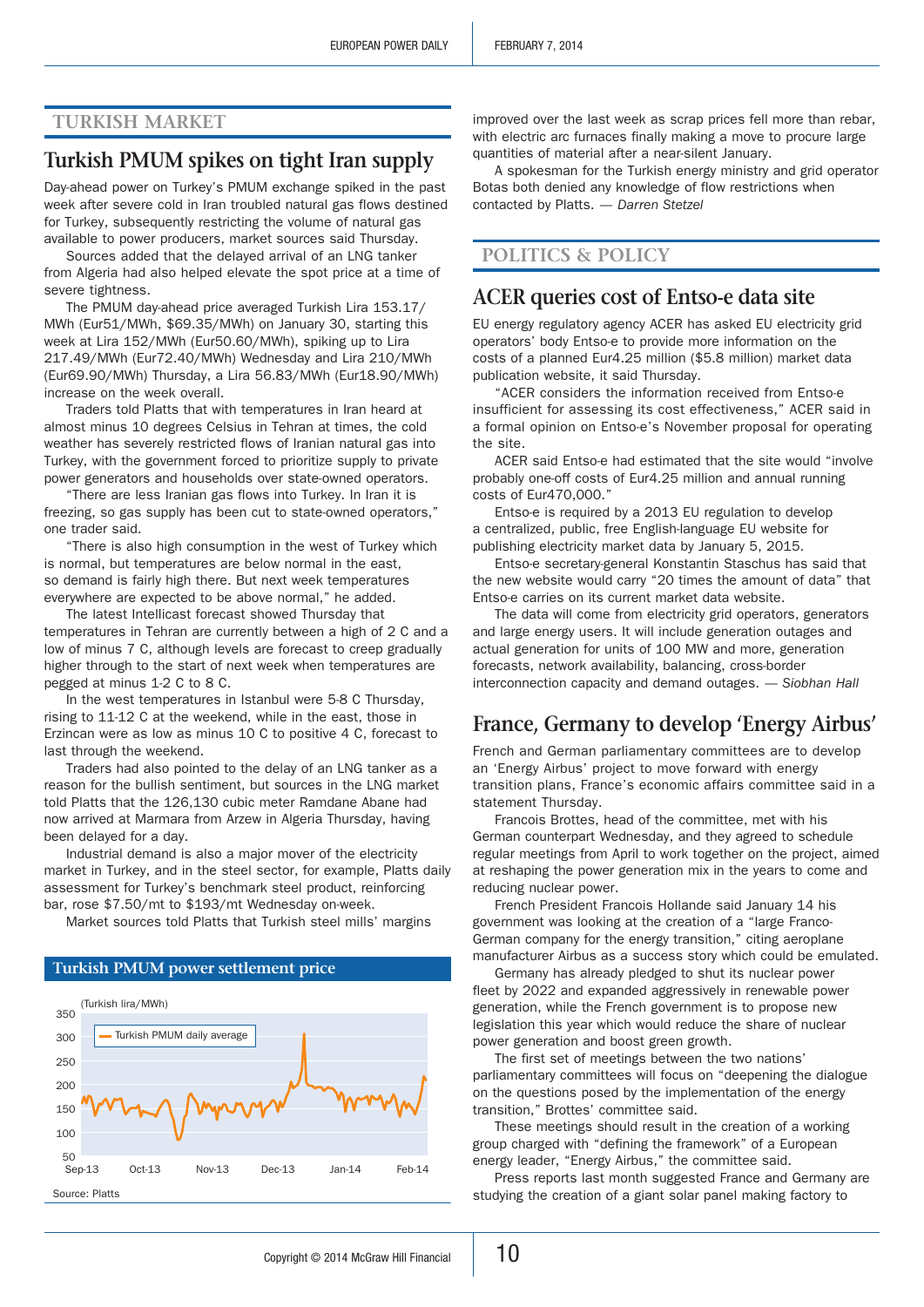## TURKISH MARKET

# Turkish PMUM spikes on tight Iran supply

Day-ahead power on Turkey's PMUM exchange spiked in the past week after severe cold in Iran troubled natural gas flows destined for Turkey, subsequently restricting the volume of natural gas available to power producers, market sources said Thursday.

Sources added that the delayed arrival of an LNG tanker from Algeria had also helped elevate the spot price at a time of severe tightness.

The PMUM day-ahead price averaged Turkish Lira 153.17/MWh (Eur51/MWh, $69.35/MWh) on January 30, starting this week at Lira 152/MWh (Eur50.60/MWh), spiking up to Lira 217.49/MWh (Eur72.40/MWh) Wednesday and Lira 210/MWh (Eur69.90/MWh) Thursday, a Lira 56.83/MWh (Eur18.90/MWh) increase on the week overall.

Traders told Platts that with temperatures in Iran heard at almost minus 10 degrees Celsius in Tehran at times, the cold weather has severely restricted flows of Iranian natural gas into Turkey, with the government forced to prioritize supply to private power generators and households over state-owned operators.

"There are less Iranian gas flows into Turkey. In Iran it is freezing, so gas supply has been cut to state-owned operators," one trader said.

"There is also high consumption in the west of Turkey which is normal, but temperatures are below normal in the east, so demand is fairly high there. But next week temperatures everywhere are expected to be above normal," he added.

The latest Intellicast forecast showed Thursday that temperatures in Tehran are currently between a high of 2 C and a low of minus 7 C, although levels are forecast to creep gradually higher through to the start of next week when temperatures are pegged at minus 1-2 C to 8 C.

In the west temperatures in Istanbul were 5-8 C Thursday, rising to 11-12 C at the weekend, while in the east, those in Erzincan were as low as minus 10 C to positive 4 C, forecast to last through the weekend.

Traders had also pointed to the delay of an LNG tanker as a reason for the bullish sentiment, but sources in the LNG market told Platts that the 126,130 cubic meter Ramdane Abane had now arrived at Marmara from Arzew in Algeria Thursday, having been delayed for a day.

Industrial demand is also a major mover of the electricity market in Turkey, and in the steel sector, for example, Platts daily assessment for Turkey's benchmark steel product, reinforcing bar, rose $7.50/mt to $193/mt Wednesday on-week.

Market sources told Platts that Turkish steel mills' margins improved over the last week as scrap prices fell more than rebar, with electric arc furnaces finally making a move to procure large quantities of material after a near-silent January.

A spokesman for the Turkish energy ministry and grid operator Botas both denied any knowledge of flow restrictions when contacted by Platts. *— Darren Stetzel*

**Turkish PMUM power settlement price**

(Turkish lira/MWh) — Turkish PMUM daily average, Sep-13 to Feb-14

Source: Platts

## POLITICS & POLICY

# ACER queries cost of Entso-e data site

EU energy regulatory agency ACER has asked EU electricity grid operators' body Entso-e to provide more information on the costs of a planned Eur4.25 million ($5.8 million) market data publication website, it said Thursday.

"ACER considers the information received from Entso-e insufficient for assessing its cost effectiveness," ACER said in a formal opinion on Entso-e's November proposal for operating the site.

ACER said Entso-e had estimated that the site would "involve probably one-off costs of Eur4.25 million and annual running costs of Eur470,000."

Entso-e is required by a 2013 EU regulation to develop a centralized, public, free English-language EU website for publishing electricity market data by January 5, 2015.

Entso-e secretary-general Konstantin Staschus has said that the new website would carry "20 times the amount of data" that Entso-e carries on its current market data website.

The data will come from electricity grid operators, generators and large energy users. It will include generation outages and actual generation for units of 100 MW and more, generation forecasts, network availability, balancing, cross-border interconnection capacity and demand outages. *— Siobhan Hall*

# France, Germany to develop 'Energy Airbus'

French and German parliamentary committees are to develop an 'Energy Airbus' project to move forward with energy transition plans, France's economic affairs committee said in a statement Thursday.

Francois Brottes, head of the committee, met with his German counterpart Wednesday, and they agreed to schedule regular meetings from April to work together on the project, aimed at reshaping the power generation mix in the years to come and reducing nuclear power.

French President Francois Hollande said January 14 his government was looking at the creation of a "large Franco-German company for the energy transition," citing aeroplane manufacturer Airbus as a success story which could be emulated.

Germany has already pledged to shut its nuclear power fleet by 2022 and expanded aggressively in renewable power generation, while the French government is to propose new legislation this year which would reduce the share of nuclear power generation and boost green growth.

The first set of meetings between the two nations' parliamentary committees will focus on "deepening the dialogue on the questions posed by the implementation of the energy transition," Brottes' committee said.

These meetings should result in the creation of a working group charged with "defining the framework" of a European energy leader, "Energy Airbus," the committee said.

Press reports last month suggested France and Germany are studying the creation of a giant solar panel making factory to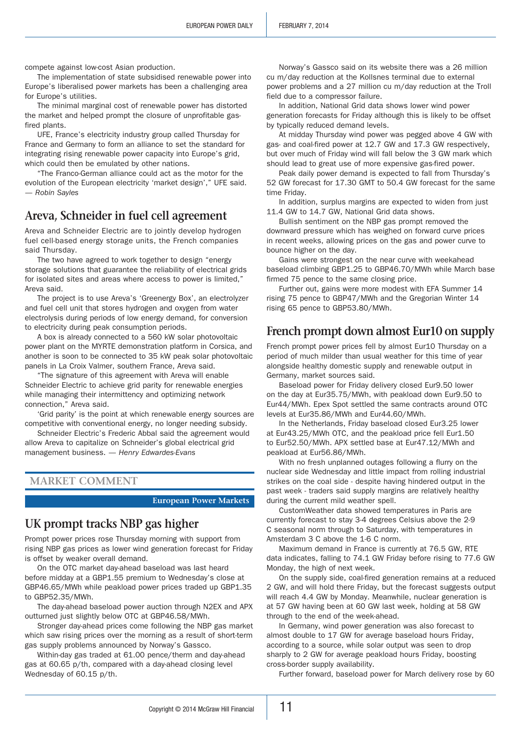compete against low-cost Asian production.

The implementation of state subsidised renewable power into Europe's liberalised power markets has been a challenging area for Europe's utilities.

The minimal marginal cost of renewable power has distorted the market and helped prompt the closure of unprofitable gas-fired plants.

UFE, France's electricity industry group called Thursday for France and Germany to form an alliance to set the standard for integrating rising renewable power capacity into Europe's grid, which could then be emulated by other nations.

"The Franco-German alliance could act as the motor for the evolution of the European electricity 'market design'," UFE said. — *Robin Sayles*

## Areva, Schneider in fuel cell agreement

Areva and Schneider Electric are to jointly develop hydrogen fuel cell-based energy storage units, the French companies said Thursday.

The two have agreed to work together to design "energy storage solutions that guarantee the reliability of electrical grids for isolated sites and areas where access to power is limited," Areva said.

The project is to use Areva's 'Greenergy Box', an electrolyzer and fuel cell unit that stores hydrogen and oxygen from water electrolysis during periods of low energy demand, for conversion to electricity during peak consumption periods.

A box is already connected to a 560 kW solar photovoltaic power plant on the MYRTE demonstration platform in Corsica, and another is soon to be connected to 35 kW peak solar photovoltaic panels in La Croix Valmer, southern France, Areva said.

"The signature of this agreement with Areva will enable Schneider Electric to achieve grid parity for renewable energies while managing their intermittency and optimizing network connection," Areva said.

'Grid parity' is the point at which renewable energy sources are competitive with conventional energy, no longer needing subsidy.

Schneider Electric's Frederic Abbal said the agreement would allow Areva to capitalize on Schneider's global electrical grid management business. — *Henry Edwardes-Evans*

## MARKET COMMENT

**European Power Markets**

## UK prompt tracks NBP gas higher

Prompt power prices rose Thursday morning with support from rising NBP gas prices as lower wind generation forecast for Friday is offset by weaker overall demand.

On the OTC market day-ahead baseload was last heard before midday at a GBP1.55 premium to Wednesday's close at GBP46.65/MWh while peakload power prices traded up GBP1.35 to GBP52.35/MWh.

The day-ahead baseload power auction through N2EX and APX outturned just slightly below OTC at GBP46.58/MWh.

Stronger day-ahead prices come following the NBP gas market which saw rising prices over the morning as a result of short-term gas supply problems announced by Norway's Gassco.

Within-day gas traded at 61.00 pence/therm and day-ahead gas at 60.65 p/th, compared with a day-ahead closing level Wednesday of 60.15 p/th.

Norway's Gassco said on its website there was a 26 million cu m/day reduction at the Kollsnes terminal due to external power problems and a 27 million cu m/day reduction at the Troll field due to a compressor failure.

In addition, National Grid data shows lower wind power generation forecasts for Friday although this is likely to be offset by typically reduced demand levels.

At midday Thursday wind power was pegged above 4 GW with gas- and coal-fired power at 12.7 GW and 17.3 GW respectively, but over much of Friday wind will fall below the 3 GW mark which should lead to great use of more expensive gas-fired power.

Peak daily power demand is expected to fall from Thursday's 52 GW forecast for 17.30 GMT to 50.4 GW forecast for the same time Friday.

In addition, surplus margins are expected to widen from just 11.4 GW to 14.7 GW, National Grid data shows.

Bullish sentiment on the NBP gas prompt removed the downward pressure which has weighed on forward curve prices in recent weeks, allowing prices on the gas and power curve to bounce higher on the day.

Gains were strongest on the near curve with weekahead baseload climbing GBP1.25 to GBP46.70/MWh while March base firmed 75 pence to the same closing price.

Further out, gains were more modest with EFA Summer 14 rising 75 pence to GBP47/MWh and the Gregorian Winter 14 rising 65 pence to GBP53.80/MWh.

## French prompt down almost Eur10 on supply

French prompt power prices fell by almost Eur10 Thursday on a period of much milder than usual weather for this time of year alongside healthy domestic supply and renewable output in Germany, market sources said.

Baseload power for Friday delivery closed Eur9.50 lower on the day at Eur35.75/MWh, with peakload down Eur9.50 to Eur44/MWh. Epex Spot settled the same contracts around OTC levels at Eur35.86/MWh and Eur44.60/MWh.

In the Netherlands, Friday baseload closed Eur3.25 lower at Eur43.25/MWh OTC, and the peakload price fell Eur1.50 to Eur52.50/MWh. APX settled base at Eur47.12/MWh and peakload at Eur56.86/MWh.

With no fresh unplanned outages following a flurry on the nuclear side Wednesday and little impact from rolling industrial strikes on the coal side - despite having hindered output in the past week - traders said supply margins are relatively healthy during the current mild weather spell.

CustomWeather data showed temperatures in Paris are currently forecast to stay 3-4 degrees Celsius above the 2-9 C seasonal norm through to Saturday, with temperatures in Amsterdam 3 C above the 1-6 C norm.

Maximum demand in France is currently at 76.5 GW, RTE data indicates, falling to 74.1 GW Friday before rising to 77.6 GW Monday, the high of next week.

On the supply side, coal-fired generation remains at a reduced 2 GW, and will hold there Friday, but the forecast suggests output will reach 4.4 GW by Monday. Meanwhile, nuclear generation is at 57 GW having been at 60 GW last week, holding at 58 GW through to the end of the week-ahead.

In Germany, wind power generation was also forecast to almost double to 17 GW for average baseload hours Friday, according to a source, while solar output was seen to drop sharply to 2 GW for average peakload hours Friday, boosting cross-border supply availability.

Further forward, baseload power for March delivery rose by 60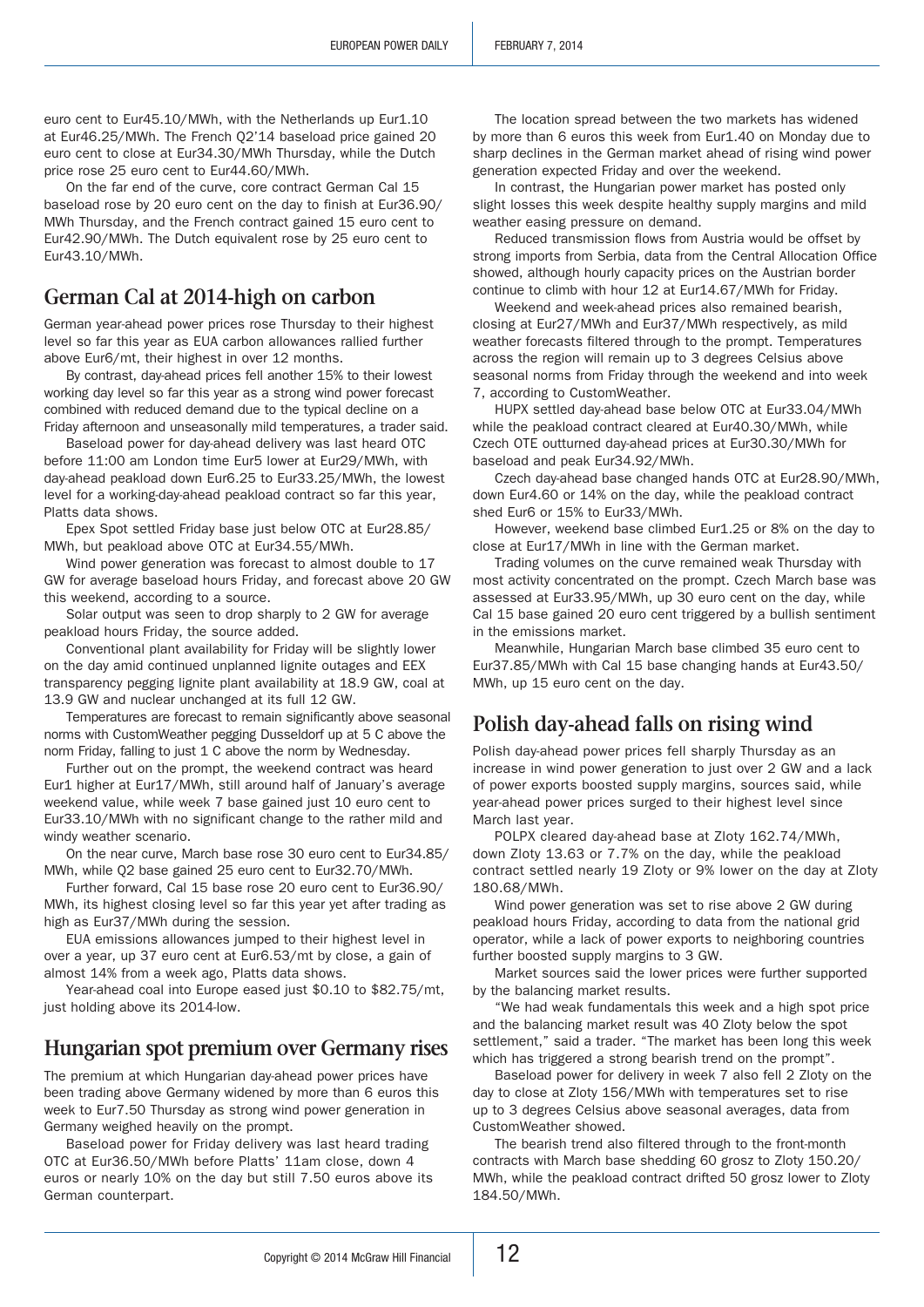euro cent to Eur45.10/MWh, with the Netherlands up Eur1.10 at Eur46.25/MWh. The French Q2'14 baseload price gained 20 euro cent to close at Eur34.30/MWh Thursday, while the Dutch price rose 25 euro cent to Eur44.60/MWh.

On the far end of the curve, core contract German Cal 15 baseload rose by 20 euro cent on the day to finish at Eur36.90/MWh Thursday, and the French contract gained 15 euro cent to Eur42.90/MWh. The Dutch equivalent rose by 25 euro cent to Eur43.10/MWh.

## German Cal at 2014-high on carbon

German year-ahead power prices rose Thursday to their highest level so far this year as EUA carbon allowances rallied further above Eur6/mt, their highest in over 12 months.

By contrast, day-ahead prices fell another 15% to their lowest working day level so far this year as a strong wind power forecast combined with reduced demand due to the typical decline on a Friday afternoon and unseasonally mild temperatures, a trader said.

Baseload power for day-ahead delivery was last heard OTC before 11:00 am London time Eur5 lower at Eur29/MWh, with day-ahead peakload down Eur6.25 to Eur33.25/MWh, the lowest level for a working-day-ahead peakload contract so far this year, Platts data shows.

Epex Spot settled Friday base just below OTC at Eur28.85/MWh, but peakload above OTC at Eur34.55/MWh.

Wind power generation was forecast to almost double to 17 GW for average baseload hours Friday, and forecast above 20 GW this weekend, according to a source.

Solar output was seen to drop sharply to 2 GW for average peakload hours Friday, the source added.

Conventional plant availability for Friday will be slightly lower on the day amid continued unplanned lignite outages and EEX transparency pegging lignite plant availability at 18.9 GW, coal at 13.9 GW and nuclear unchanged at its full 12 GW.

Temperatures are forecast to remain significantly above seasonal norms with CustomWeather pegging Dusseldorf up at 5 C above the norm Friday, falling to just 1 C above the norm by Wednesday.

Further out on the prompt, the weekend contract was heard Eur1 higher at Eur17/MWh, still around half of January's average weekend value, while week 7 base gained just 10 euro cent to Eur33.10/MWh with no significant change to the rather mild and windy weather scenario.

On the near curve, March base rose 30 euro cent to Eur34.85/MWh, while Q2 base gained 25 euro cent to Eur32.70/MWh.

Further forward, Cal 15 base rose 20 euro cent to Eur36.90/MWh, its highest closing level so far this year yet after trading as high as Eur37/MWh during the session.

EUA emissions allowances jumped to their highest level in over a year, up 37 euro cent at Eur6.53/mt by close, a gain of almost 14% from a week ago, Platts data shows.

Year-ahead coal into Europe eased just $0.10 to $82.75/mt, just holding above its 2014-low.

## Hungarian spot premium over Germany rises

The premium at which Hungarian day-ahead power prices have been trading above Germany widened by more than 6 euros this week to Eur7.50 Thursday as strong wind power generation in Germany weighed heavily on the prompt.

Baseload power for Friday delivery was last heard trading OTC at Eur36.50/MWh before Platts' 11am close, down 4 euros or nearly 10% on the day but still 7.50 euros above its German counterpart.

The location spread between the two markets has widened by more than 6 euros this week from Eur1.40 on Monday due to sharp declines in the German market ahead of rising wind power generation expected Friday and over the weekend.

In contrast, the Hungarian power market has posted only slight losses this week despite healthy supply margins and mild weather easing pressure on demand.

Reduced transmission flows from Austria would be offset by strong imports from Serbia, data from the Central Allocation Office showed, although hourly capacity prices on the Austrian border continue to climb with hour 12 at Eur14.67/MWh for Friday.

Weekend and week-ahead prices also remained bearish, closing at Eur27/MWh and Eur37/MWh respectively, as mild weather forecasts filtered through to the prompt. Temperatures across the region will remain up to 3 degrees Celsius above seasonal norms from Friday through the weekend and into week 7, according to CustomWeather.

HUPX settled day-ahead base below OTC at Eur33.04/MWh while the peakload contract cleared at Eur40.30/MWh, while Czech OTE outturned day-ahead prices at Eur30.30/MWh for baseload and peak Eur34.92/MWh.

Czech day-ahead base changed hands OTC at Eur28.90/MWh, down Eur4.60 or 14% on the day, while the peakload contract shed Eur6 or 15% to Eur33/MWh.

However, weekend base climbed Eur1.25 or 8% on the day to close at Eur17/MWh in line with the German market.

Trading volumes on the curve remained weak Thursday with most activity concentrated on the prompt. Czech March base was assessed at Eur33.95/MWh, up 30 euro cent on the day, while Cal 15 base gained 20 euro cent triggered by a bullish sentiment in the emissions market.

Meanwhile, Hungarian March base climbed 35 euro cent to Eur37.85/MWh with Cal 15 base changing hands at Eur43.50/MWh, up 15 euro cent on the day.

## Polish day-ahead falls on rising wind

Polish day-ahead power prices fell sharply Thursday as an increase in wind power generation to just over 2 GW and a lack of power exports boosted supply margins, sources said, while year-ahead power prices surged to their highest level since March last year.

POLPX cleared day-ahead base at Zloty 162.74/MWh, down Zloty 13.63 or 7.7% on the day, while the peakload contract settled nearly 19 Zloty or 9% lower on the day at Zloty 180.68/MWh.

Wind power generation was set to rise above 2 GW during peakload hours Friday, according to data from the national grid operator, while a lack of power exports to neighboring countries further boosted supply margins to 3 GW.

Market sources said the lower prices were further supported by the balancing market results.

"We had weak fundamentals this week and a high spot price and the balancing market result was 40 Zloty below the spot settlement," said a trader. "The market has been long this week which has triggered a strong bearish trend on the prompt".

Baseload power for delivery in week 7 also fell 2 Zloty on the day to close at Zloty 156/MWh with temperatures set to rise up to 3 degrees Celsius above seasonal averages, data from CustomWeather showed.

The bearish trend also filtered through to the front-month contracts with March base shedding 60 grosz to Zloty 150.20/MWh, while the peakload contract drifted 50 grosz lower to Zloty 184.50/MWh.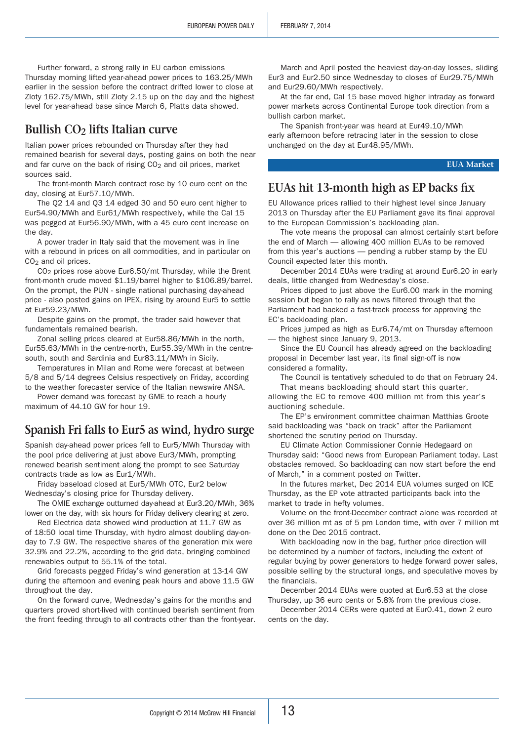Further forward, a strong rally in EU carbon emissions Thursday morning lifted year-ahead power prices to 163.25/MWh earlier in the session before the contract drifted lower to close at Zloty 162.75/MWh, still Zloty 2.15 up on the day and the highest level for year-ahead base since March 6, Platts data showed.

## Bullish $CO_2$ lifts Italian curve

Italian power prices rebounded on Thursday after they had remained bearish for several days, posting gains on both the near and far curve on the back of rising $CO_2$ and oil prices, market sources said.

The front-month March contract rose by 10 euro cent on the day, closing at Eur57.10/MWh.

The Q2 14 and Q3 14 edged 30 and 50 euro cent higher to Eur54.90/MWh and Eur61/MWh respectively, while the Cal 15 was pegged at Eur56.90/MWh, with a 45 euro cent increase on the day.

A power trader in Italy said that the movement was in line with a rebound in prices on all commodities, and in particular on $CO_2$ and oil prices.

$CO_2$ prices rose above Eur6.50/mt Thursday, while the Brent front-month crude moved $1.19/barrel higher to $106.89/barrel. On the prompt, the PUN - single national purchasing day-ahead price - also posted gains on IPEX, rising by around Eur5 to settle at Eur59.23/MWh.

Despite gains on the prompt, the trader said however that fundamentals remained bearish.

Zonal selling prices cleared at Eur58.86/MWh in the north, Eur55.63/MWh in the centre-north, Eur55.39/MWh in the centre-south, south and Sardinia and Eur83.11/MWh in Sicily.

Temperatures in Milan and Rome were forecast at between 5/8 and 5/14 degrees Celsius respectively on Friday, according to the weather forecaster service of the Italian newswire ANSA.

Power demand was forecast by GME to reach a hourly maximum of 44.10 GW for hour 19.

## Spanish Fri falls to Eur5 as wind, hydro surge

Spanish day-ahead power prices fell to Eur5/MWh Thursday with the pool price delivering at just above Eur3/MWh, prompting renewed bearish sentiment along the prompt to see Saturday contracts trade as low as Eur1/MWh.

Friday baseload closed at Eur5/MWh OTC, Eur2 below Wednesday's closing price for Thursday delivery.

The OMIE exchange outturned day-ahead at Eur3.20/MWh, 36% lower on the day, with six hours for Friday delivery clearing at zero.

Red Electrica data showed wind production at 11.7 GW as of 18:50 local time Thursday, with hydro almost doubling day-on-day to 7.9 GW. The respective shares of the generation mix were 32.9% and 22.2%, according to the grid data, bringing combined renewables output to 55.1% of the total.

Grid forecasts pegged Friday's wind generation at 13-14 GW during the afternoon and evening peak hours and above 11.5 GW throughout the day.

On the forward curve, Wednesday's gains for the months and quarters proved short-lived with continued bearish sentiment from the front feeding through to all contracts other than the front-year.

March and April posted the heaviest day-on-day losses, sliding Eur3 and Eur2.50 since Wednesday to closes of Eur29.75/MWh and Eur29.60/MWh respectively.

At the far end, Cal 15 base moved higher intraday as forward power markets across Continental Europe took direction from a bullish carbon market.

The Spanish front-year was heard at Eur49.10/MWh early afternoon before retracing later in the session to close unchanged on the day at Eur48.95/MWh.

**EUA Market**

## EUAs hit 13-month high as EP backs fix

EU Allowance prices rallied to their highest level since January 2013 on Thursday after the EU Parliament gave its final approval to the European Commission's backloading plan.

The vote means the proposal can almost certainly start before the end of March — allowing 400 million EUAs to be removed from this year's auctions — pending a rubber stamp by the EU Council expected later this month.

December 2014 EUAs were trading at around Eur6.20 in early deals, little changed from Wednesday's close.

Prices dipped to just above the Eur6.00 mark in the morning session but began to rally as news filtered through that the Parliament had backed a fast-track process for approving the EC's backloading plan.

Prices jumped as high as Eur6.74/mt on Thursday afternoon — the highest since January 9, 2013.

Since the EU Council has already agreed on the backloading proposal in December last year, its final sign-off is now considered a formality.

The Council is tentatively scheduled to do that on February 24.

That means backloading should start this quarter, allowing the EC to remove 400 million mt from this year's auctioning schedule.

The EP's environment committee chairman Matthias Groote said backloading was "back on track" after the Parliament shortened the scrutiny period on Thursday.

EU Climate Action Commissioner Connie Hedegaard on Thursday said: "Good news from European Parliament today. Last obstacles removed. So backloading can now start before the end of March," in a comment posted on Twitter.

In the futures market, Dec 2014 EUA volumes surged on ICE Thursday, as the EP vote attracted participants back into the market to trade in hefty volumes.

Volume on the front-December contract alone was recorded at over 36 million mt as of 5 pm London time, with over 7 million mt done on the Dec 2015 contract.

With backloading now in the bag, further price direction will be determined by a number of factors, including the extent of regular buying by power generators to hedge forward power sales, possible selling by the structural longs, and speculative moves by the financials.

December 2014 EUAs were quoted at Eur6.53 at the close Thursday, up 36 euro cents or 5.8% from the previous close.

December 2014 CERs were quoted at Eur0.41, down 2 euro cents on the day.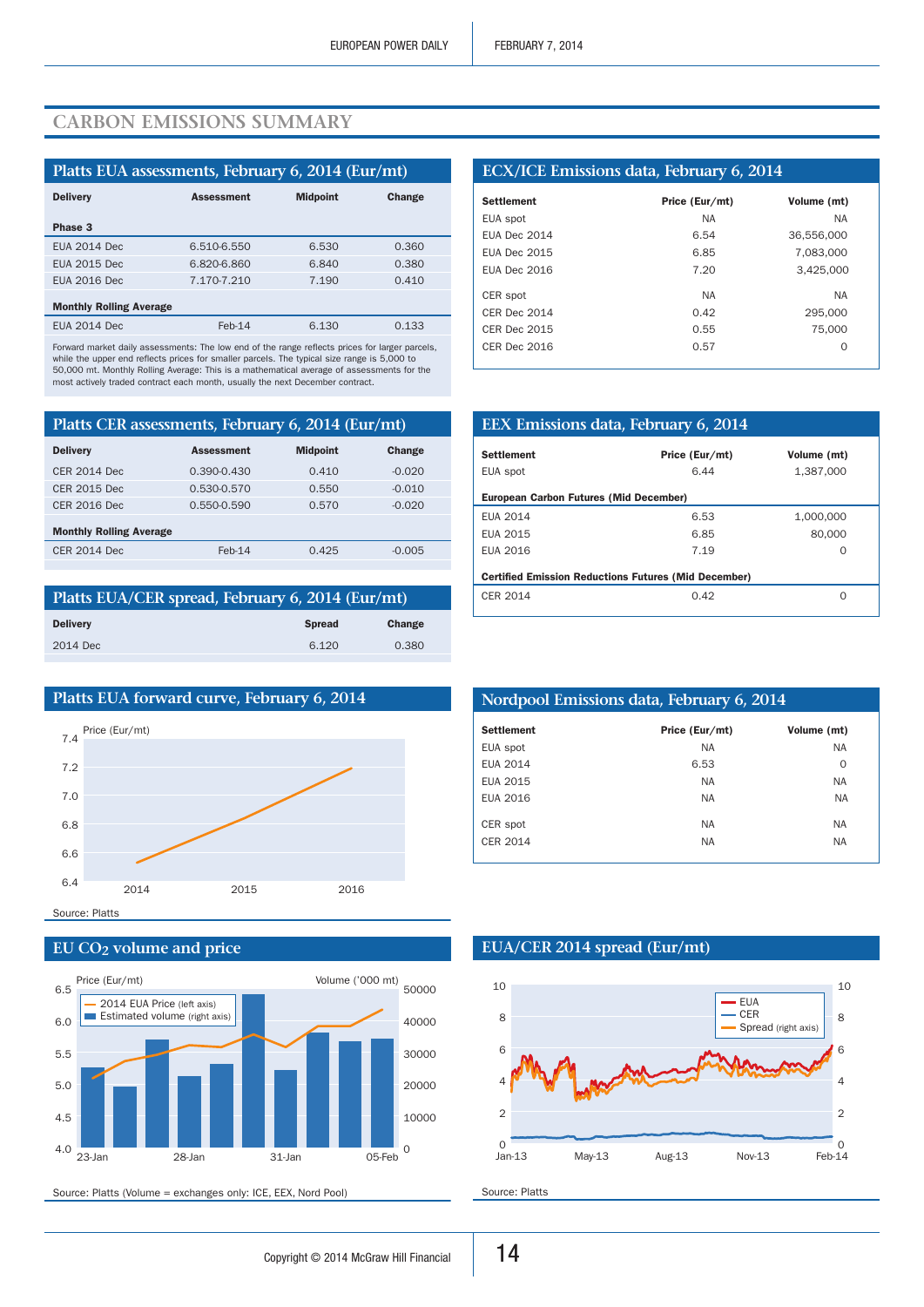## CARBON EMISSIONS SUMMARY

### Platts EUA assessments, February 6, 2014 (Eur/mt)

| Delivery | Assessment | Midpoint | Change |
|---|---|---|---|
| **Phase 3** | | | |
| EUA 2014 Dec | 6.510-6.550 | 6.530 | 0.360 |
| EUA 2015 Dec | 6.820-6.860 | 6.840 | 0.380 |
| EUA 2016 Dec | 7.170-7.210 | 7.190 | 0.410 |
| **Monthly Rolling Average** | | | |
| EUA 2014 Dec | Feb-14 | 6.130 | 0.133 |

Forward market daily assessments: The low end of the range reflects prices for larger parcels, while the upper end reflects prices for smaller parcels. The typical size range is 5,000 to 50,000 mt. Monthly Rolling Average: This is a mathematical average of assessments for the most actively traded contract each month, usually the next December contract.

### Platts CER assessments, February 6, 2014 (Eur/mt)

| Delivery | Assessment | Midpoint | Change |
|---|---|---|---|
| CER 2014 Dec | 0.390-0.430 | 0.410 | -0.020 |
| CER 2015 Dec | 0.530-0.570 | 0.550 | -0.010 |
| CER 2016 Dec | 0.550-0.590 | 0.570 | -0.020 |
| **Monthly Rolling Average** | | | |
| CER 2014 Dec | Feb-14 | 0.425 | -0.005 |

### Platts EUA/CER spread, February 6, 2014 (Eur/mt)

| Delivery | Spread | Change |
|---|---|---|
| 2014 Dec | 6.120 | 0.380 |

### Platts EUA forward curve, February 6, 2014

Source: Platts

### EU $CO_2$ volume and price

Source: Platts (Volume = exchanges only: ICE, EEX, Nord Pool)

### ECX/ICE Emissions data, February 6, 2014

| Settlement | Price (Eur/mt) | Volume (mt) |
|---|---|---|
| EUA spot | NA | NA |
| EUA Dec 2014 | 6.54 | 36,556,000 |
| EUA Dec 2015 | 6.85 | 7,083,000 |
| EUA Dec 2016 | 7.20 | 3,425,000 |
| CER spot | NA | NA |
| CER Dec 2014 | 0.42 | 295,000 |
| CER Dec 2015 | 0.55 | 75,000 |
| CER Dec 2016 | 0.57 | 0 |

### EEX Emissions data, February 6, 2014

| Settlement | Price (Eur/mt) | Volume (mt) |
|---|---|---|
| EUA spot | 6.44 | 1,387,000 |
| **European Carbon Futures (Mid December)** | | |
| EUA 2014 | 6.53 | 1,000,000 |
| EUA 2015 | 6.85 | 80,000 |
| EUA 2016 | 7.19 | 0 |
| **Certified Emission Reductions Futures (Mid December)** | | |
| CER 2014 | 0.42 | 0 |

### Nordpool Emissions data, February 6, 2014

| Settlement | Price (Eur/mt) | Volume (mt) |
|---|---|---|
| EUA spot | NA | NA |
| EUA 2014 | 6.53 | 0 |
| EUA 2015 | NA | NA |
| EUA 2016 | NA | NA |
| CER spot | NA | NA |
| CER 2014 | NA | NA |

### EUA/CER 2014 spread (Eur/mt)

Source: Platts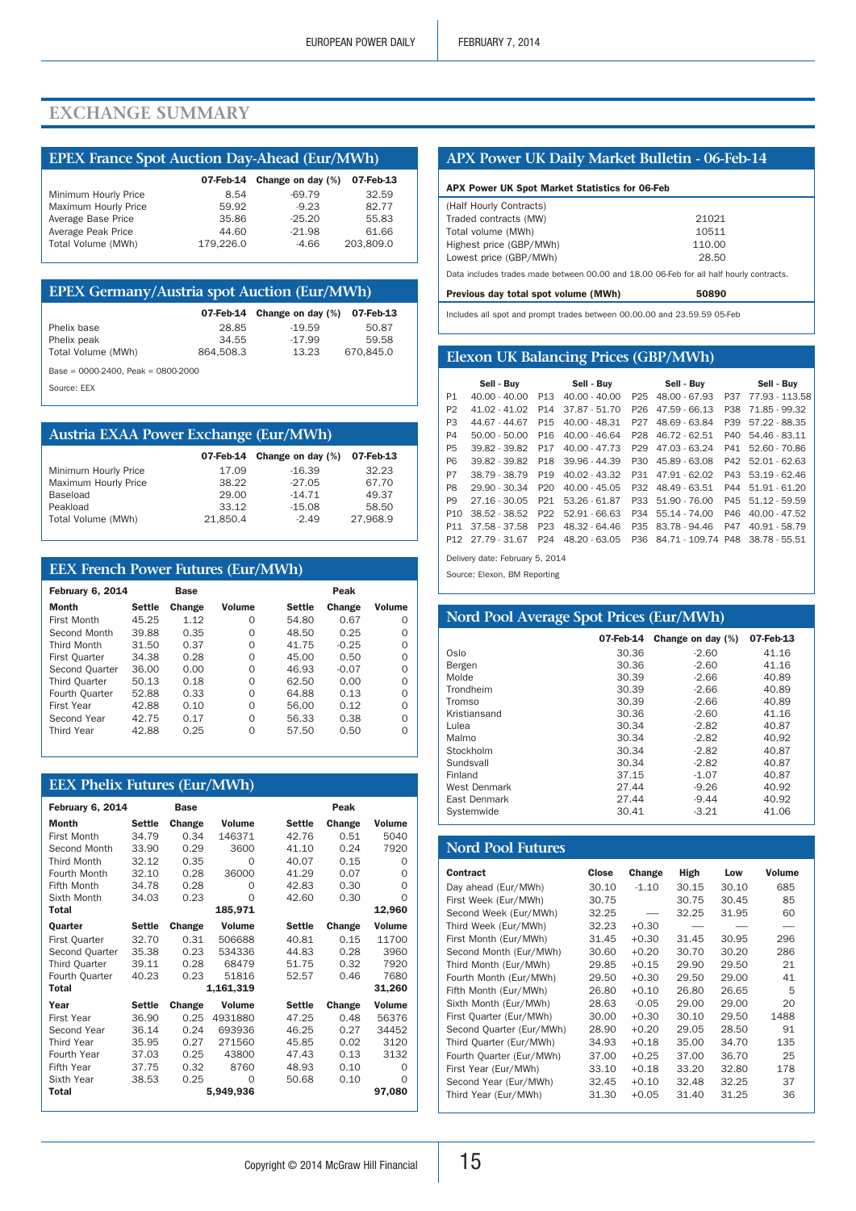# EXCHANGE SUMMARY

## EPEX France Spot Auction Day-Ahead (Eur/MWh)

| | 07-Feb-14 | Change on day (%) | 07-Feb-13 |
|---|---|---|---|
| Minimum Hourly Price | 8.54 | -69.79 | 32.59 |
| Maximum Hourly Price | 59.92 | -9.23 | 82.77 |
| Average Base Price | 35.86 | -25.20 | 55.83 |
| Average Peak Price | 44.60 | -21.98 | 61.66 |
| Total Volume (MWh) | 179,226.0 | -4.66 | 203,809.0 |

## EPEX Germany/Austria spot Auction (Eur/MWh)

| | 07-Feb-14 | Change on day (%) | 07-Feb-13 |
|---|---|---|---|
| Phelix base | 28.85 | -19.59 | 50.87 |
| Phelix peak | 34.55 | -17.99 | 59.58 |
| Total Volume (MWh) | 864,508.3 | 13.23 | 670,845.0 |

Base = 0000-2400, Peak = 0800-2000

Source: EEX

## Austria EXAA Power Exchange (Eur/MWh)

| | 07-Feb-14 | Change on day (%) | 07-Feb-13 |
|---|---|---|---|
| Minimum Hourly Price | 17.09 | -16.39 | 32.23 |
| Maximum Hourly Price | 38.22 | -27.05 | 67.70 |
| Baseload | 29.00 | -14.71 | 49.37 |
| Peakload | 33.12 | -15.08 | 58.50 |
| Total Volume (MWh) | 21,850.4 | -2.49 | 27,968.9 |

## EEX French Power Futures (Eur/MWh)

| February 6, 2014 | Base | | | Peak | | |
|---|---|---|---|---|---|---|
| Month | Settle | Change | Volume | Settle | Change | Volume |
| First Month | 45.25 | 1.12 | 0 | 54.80 | 0.67 | 0 |
| Second Month | 39.88 | 0.35 | 0 | 48.50 | 0.25 | 0 |
| Third Month | 31.50 | 0.37 | 0 | 41.75 | -0.25 | 0 |
| First Quarter | 34.38 | 0.28 | 0 | 45.00 | 0.50 | 0 |
| Second Quarter | 36.00 | 0.00 | 0 | 46.93 | -0.07 | 0 |
| Third Quarter | 50.13 | 0.18 | 0 | 62.50 | 0.00 | 0 |
| Fourth Quarter | 52.88 | 0.33 | 0 | 64.88 | 0.13 | 0 |
| First Year | 42.88 | 0.10 | 0 | 56.00 | 0.12 | 0 |
| Second Year | 42.75 | 0.17 | 0 | 56.33 | 0.38 | 0 |
| Third Year | 42.88 | 0.25 | 0 | 57.50 | 0.50 | 0 |

## EEX Phelix Futures (Eur/MWh)

| February 6, 2014 | Base | | | Peak | | |
|---|---|---|---|---|---|---|
| Month | Settle | Change | Volume | Settle | Change | Volume |
| First Month | 34.79 | 0.34 | 146371 | 42.76 | 0.51 | 5040 |
| Second Month | 33.90 | 0.29 | 3600 | 41.10 | 0.24 | 7920 |
| Third Month | 32.12 | 0.35 | 0 | 40.07 | 0.15 | 0 |
| Fourth Month | 32.10 | 0.28 | 36000 | 41.29 | 0.07 | 0 |
| Fifth Month | 34.78 | 0.28 | 0 | 42.83 | 0.30 | 0 |
| Sixth Month | 34.03 | 0.23 | 0 | 42.60 | 0.30 | 0 |
| **Total** | | | **185,971** | | | **12,960** |
| **Quarter** | **Settle** | **Change** | **Volume** | **Settle** | **Change** | **Volume** |
| First Quarter | 32.70 | 0.31 | 506688 | 40.81 | 0.15 | 11700 |
| Second Quarter | 35.38 | 0.23 | 534336 | 44.83 | 0.28 | 3960 |
| Third Quarter | 39.11 | 0.28 | 68479 | 51.75 | 0.32 | 7920 |
| Fourth Quarter | 40.23 | 0.23 | 51816 | 52.57 | 0.46 | 7680 |
| **Total** | | | **1,161,319** | | | **31,260** |
| **Year** | **Settle** | **Change** | **Volume** | **Settle** | **Change** | **Volume** |
| First Year | 36.90 | 0.25 | 4931880 | 47.25 | 0.48 | 56376 |
| Second Year | 36.14 | 0.24 | 693936 | 46.25 | 0.27 | 34452 |
| Third Year | 35.95 | 0.27 | 271560 | 45.85 | 0.02 | 3120 |
| Fourth Year | 37.03 | 0.25 | 43800 | 47.43 | 0.13 | 3132 |
| Fifth Year | 37.75 | 0.32 | 8760 | 48.93 | 0.10 | 0 |
| Sixth Year | 38.53 | 0.25 | 0 | 50.68 | 0.10 | 0 |
| **Total** | | | **5,949,936** | | | **97,080** |

## APX Power UK Daily Market Bulletin - 06-Feb-14

**APX Power UK Spot Market Statistics for 06-Feb**

| (Half Hourly Contracts) | |
|---|---|
| Traded contracts (MW) | 21021 |
| Total volume (MWh) | 10511 |
| Highest price (GBP/MWh) | 110.00 |
| Lowest price (GBP/MWh) | 28.50 |

Data includes trades made between 00.00 and 18.00 06-Feb for all half hourly contracts.

**Previous day total spot volume (MWh)** **50890**

Includes all spot and prompt trades between 00.00.00 and 23.59.59 05-Feb

## Elexon UK Balancing Prices (GBP/MWh)

| | Sell - Buy | | Sell - Buy | | Sell - Buy | | Sell - Buy |
|---|---|---|---|---|---|---|---|
| P1 | 40.00 - 40.00 | P13 | 40.00 - 40.00 | P25 | 48.00 - 67.93 | P37 | 77.93 - 113.58 |
| P2 | 41.02 - 41.02 | P14 | 37.87 - 51.70 | P26 | 47.59 - 66.13 | P38 | 71.85 - 99.32 |
| P3 | 44.67 - 44.67 | P15 | 40.00 - 48.31 | P27 | 48.69 - 63.84 | P39 | 57.22 - 88.35 |
| P4 | 50.00 - 50.00 | P16 | 40.00 - 46.64 | P28 | 46.72 - 62.51 | P40 | 54.46 - 83.11 |
| P5 | 39.82 - 39.82 | P17 | 40.00 - 47.73 | P29 | 47.03 - 63.24 | P41 | 52.60 - 70.86 |
| P6 | 39.82 - 39.82 | P18 | 39.96 - 44.39 | P30 | 45.89 - 63.08 | P42 | 52.01 - 62.63 |
| P7 | 38.79 - 38.79 | P19 | 40.02 - 43.32 | P31 | 47.91 - 62.02 | P43 | 53.19 - 62.46 |
| P8 | 29.90 - 30.34 | P20 | 40.00 - 45.05 | P32 | 48.49 - 63.51 | P44 | 51.91 - 61.20 |
| P9 | 27.16 - 30.05 | P21 | 53.26 - 61.87 | P33 | 51.90 - 76.00 | P45 | 51.12 - 59.59 |
| P10 | 38.52 - 38.52 | P22 | 52.91 - 66.63 | P34 | 55.14 - 74.00 | P46 | 40.00 - 47.52 |
| P11 | 37.58 - 37.58 | P23 | 48.32 - 64.46 | P35 | 83.78 - 94.46 | P47 | 40.91 - 58.79 |
| P12 | 27.79 - 31.67 | P24 | 48.20 - 63.05 | P36 | 84.71 - 109.74 | P48 | 38.78 - 55.51 |

Delivery date: February 5, 2014

Source: Elexon, BM Reporting

## Nord Pool Average Spot Prices (Eur/MWh)

| | 07-Feb-14 | Change on day (%) | 07-Feb-13 |
|---|---|---|---|
| Oslo | 30.36 | -2.60 | 41.16 |
| Bergen | 30.36 | -2.60 | 41.16 |
| Molde | 30.39 | -2.66 | 40.89 |
| Trondheim | 30.39 | -2.66 | 40.89 |
| Tromso | 30.39 | -2.66 | 40.89 |
| Kristiansand | 30.36 | -2.60 | 41.16 |
| Lulea | 30.34 | -2.82 | 40.87 |
| Malmo | 30.34 | -2.82 | 40.92 |
| Stockholm | 30.34 | -2.82 | 40.87 |
| Sundsvall | 30.34 | -2.82 | 40.87 |
| Finland | 37.15 | -1.07 | 40.87 |
| West Denmark | 27.44 | -9.26 | 40.92 |
| East Denmark | 27.44 | -9.44 | 40.92 |
| Systemwide | 30.41 | -3.21 | 41.06 |

## Nord Pool Futures

| Contract | Close | Change | High | Low | Volume |
|---|---|---|---|---|---|
| Day ahead (Eur/MWh) | 30.10 | -1.10 | 30.15 | 30.10 | 685 |
| First Week (Eur/MWh) | 30.75 | | 30.75 | 30.45 | 85 |
| Second Week (Eur/MWh) | 32.25 | — | 32.25 | 31.95 | 60 |
| Third Week (Eur/MWh) | 32.23 | +0.30 | — | — | — |
| First Month (Eur/MWh) | 31.45 | +0.30 | 31.45 | 30.95 | 296 |
| Second Month (Eur/MWh) | 30.60 | +0.20 | 30.70 | 30.20 | 286 |
| Third Month (Eur/MWh) | 29.85 | +0.15 | 29.90 | 29.50 | 21 |
| Fourth Month (Eur/MWh) | 29.50 | +0.30 | 29.50 | 29.00 | 41 |
| Fifth Month (Eur/MWh) | 26.80 | +0.10 | 26.80 | 26.65 | 5 |
| Sixth Month (Eur/MWh) | 28.63 | -0.05 | 29.00 | 28.50 | 20 |
| First Quarter (Eur/MWh) | 30.00 | +0.30 | 30.10 | 29.50 | 1488 |
| Second Quarter (Eur/MWh) | 28.90 | +0.20 | 29.05 | 28.50 | 91 |
| Third Quarter (Eur/MWh) | 34.93 | +0.18 | 35.00 | 34.70 | 135 |
| Fourth Quarter (Eur/MWh) | 37.00 | +0.25 | 37.00 | 36.70 | 25 |
| First Year (Eur/MWh) | 33.10 | +0.18 | 33.20 | 32.80 | 178 |
| Second Year (Eur/MWh) | 32.45 | +0.10 | 32.48 | 32.25 | 37 |
| Third Year (Eur/MWh) | 31.30 | +0.05 | 31.40 | 31.25 | 36 |